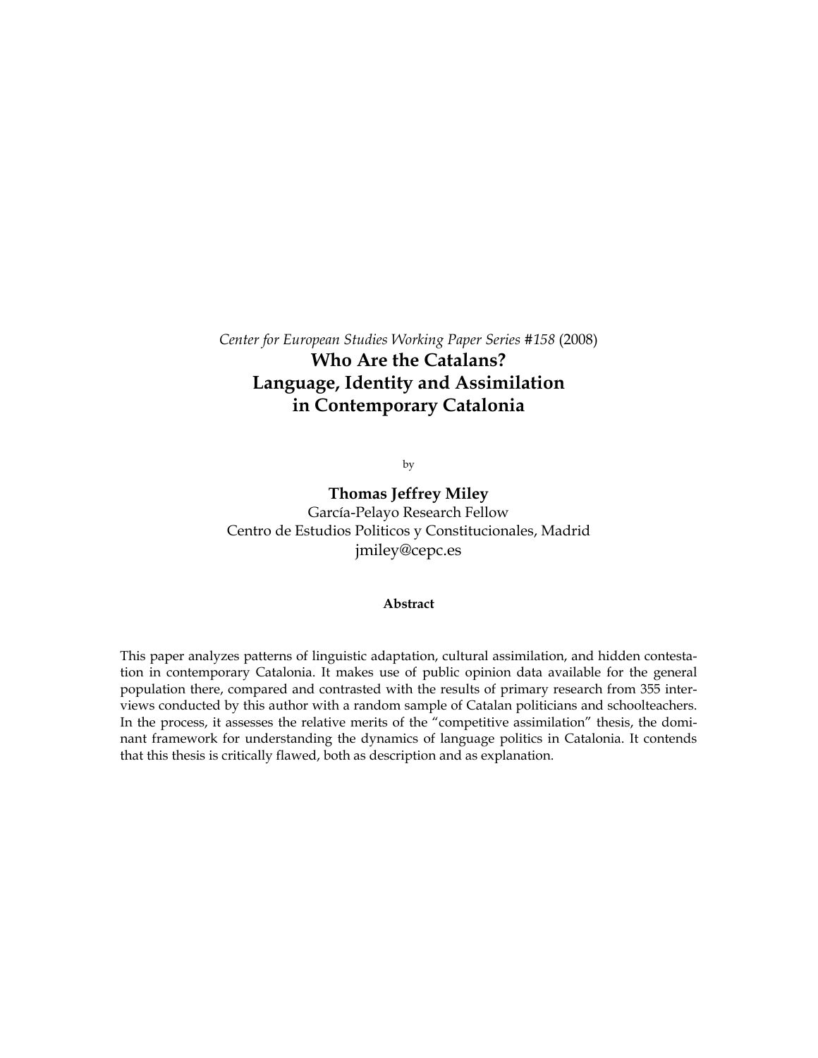*Center for European Studies Working Paper Series #158* (2008)

# Who Are the Catalans? Language, Identity and Assimilation in Contemporary Catalonia

by

**Thomas Jeffrey Miley**
García-Pelayo Research Fellow
Centro de Estudios Politicos y Constitucionales, Madrid
jmiley@cepc.es

**Abstract**

This paper analyzes patterns of linguistic adaptation, cultural assimilation, and hidden contestation in contemporary Catalonia. It makes use of public opinion data available for the general population there, compared and contrasted with the results of primary research from 355 interviews conducted by this author with a random sample of Catalan politicians and schoolteachers. In the process, it assesses the relative merits of the "competitive assimilation" thesis, the dominant framework for understanding the dynamics of language politics in Catalonia. It contends that this thesis is critically flawed, both as description and as explanation.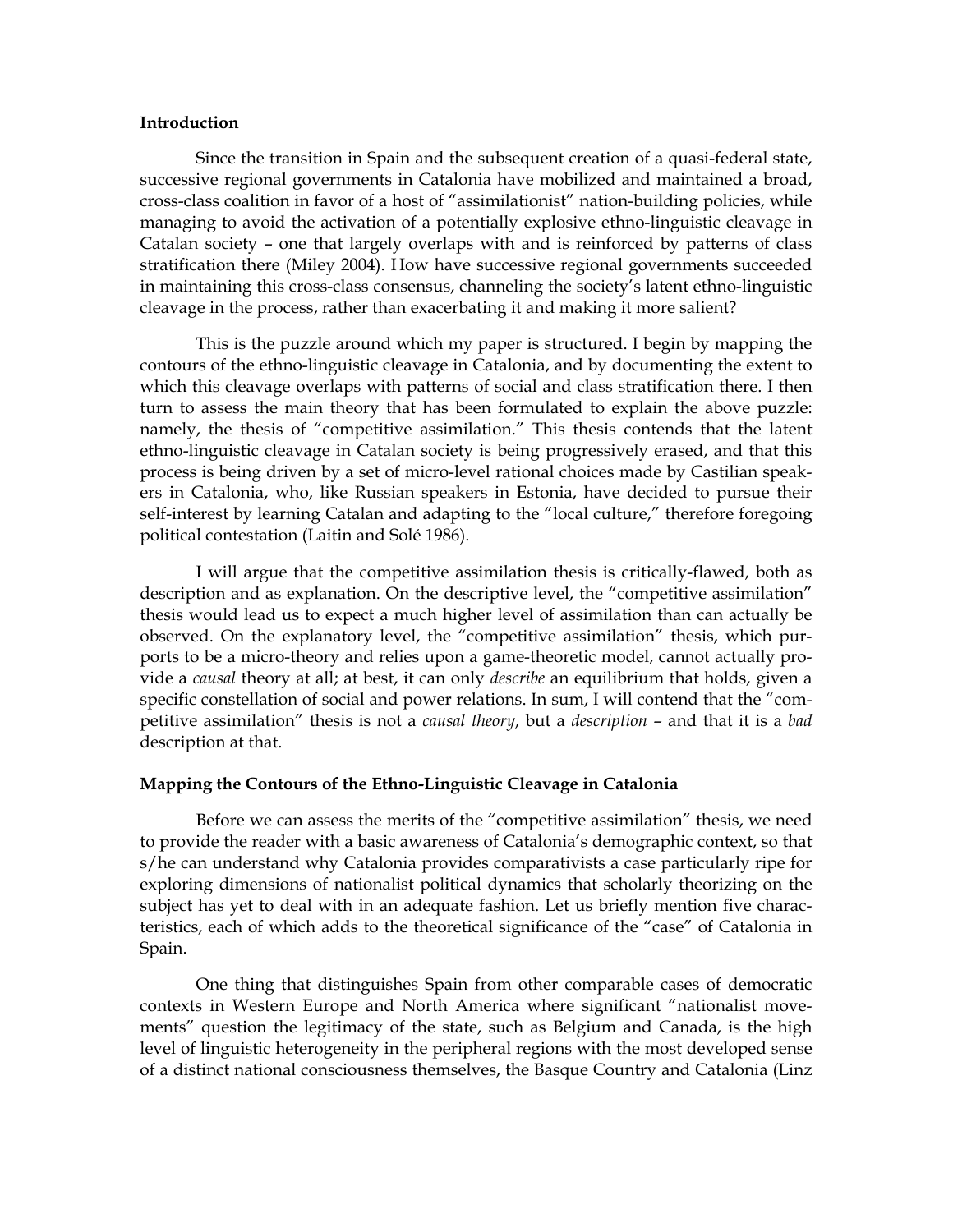### Introduction

Since the transition in Spain and the subsequent creation of a quasi-federal state, successive regional governments in Catalonia have mobilized and maintained a broad, cross-class coalition in favor of a host of "assimilationist" nation-building policies, while managing to avoid the activation of a potentially explosive ethno-linguistic cleavage in Catalan society – one that largely overlaps with and is reinforced by patterns of class stratification there (Miley 2004). How have successive regional governments succeeded in maintaining this cross-class consensus, channeling the society's latent ethno-linguistic cleavage in the process, rather than exacerbating it and making it more salient?

This is the puzzle around which my paper is structured. I begin by mapping the contours of the ethno-linguistic cleavage in Catalonia, and by documenting the extent to which this cleavage overlaps with patterns of social and class stratification there. I then turn to assess the main theory that has been formulated to explain the above puzzle: namely, the thesis of "competitive assimilation." This thesis contends that the latent ethno-linguistic cleavage in Catalan society is being progressively erased, and that this process is being driven by a set of micro-level rational choices made by Castilian speakers in Catalonia, who, like Russian speakers in Estonia, have decided to pursue their self-interest by learning Catalan and adapting to the "local culture," therefore foregoing political contestation (Laitin and Solé 1986).

I will argue that the competitive assimilation thesis is critically-flawed, both as description and as explanation. On the descriptive level, the "competitive assimilation" thesis would lead us to expect a much higher level of assimilation than can actually be observed. On the explanatory level, the "competitive assimilation" thesis, which purports to be a micro-theory and relies upon a game-theoretic model, cannot actually provide a *causal* theory at all; at best, it can only *describe* an equilibrium that holds, given a specific constellation of social and power relations. In sum, I will contend that the "competitive assimilation" thesis is not a *causal theory*, but a *description* – and that it is a *bad* description at that.

### Mapping the Contours of the Ethno-Linguistic Cleavage in Catalonia

Before we can assess the merits of the "competitive assimilation" thesis, we need to provide the reader with a basic awareness of Catalonia's demographic context, so that s/he can understand why Catalonia provides comparativists a case particularly ripe for exploring dimensions of nationalist political dynamics that scholarly theorizing on the subject has yet to deal with in an adequate fashion. Let us briefly mention five characteristics, each of which adds to the theoretical significance of the "case" of Catalonia in Spain.

One thing that distinguishes Spain from other comparable cases of democratic contexts in Western Europe and North America where significant "nationalist movements" question the legitimacy of the state, such as Belgium and Canada, is the high level of linguistic heterogeneity in the peripheral regions with the most developed sense of a distinct national consciousness themselves, the Basque Country and Catalonia (Linz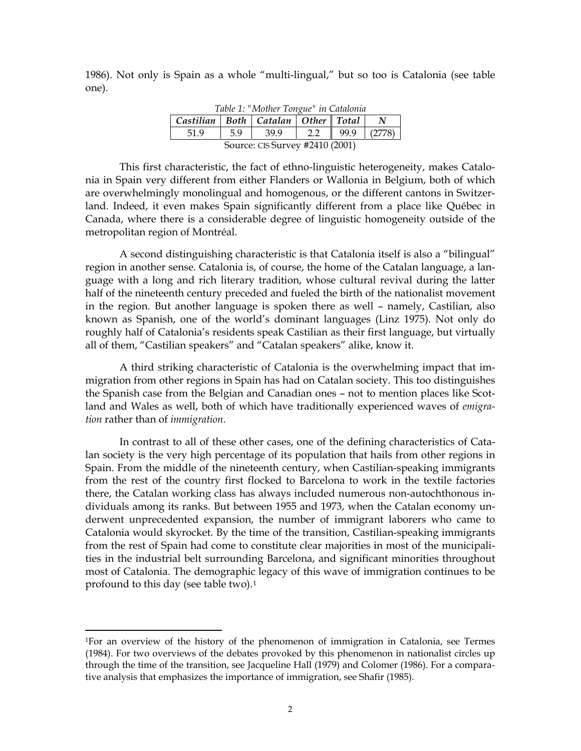1986). Not only is Spain as a whole "multi-lingual," but so too is Catalonia (see table one).

*Table 1: "Mother Tongue" in Catalonia*

| *Castilian* | *Both* | *Catalan* | *Other* | *Total* | *N* |
|---|---|---|---|---|---|
| 51.9 | 5.9 | 39.9 | 2.2 | 99.9 | (2778) |

Source: CIS Survey #2410 (2001)

This first characteristic, the fact of ethno-linguistic heterogeneity, makes Catalonia in Spain very different from either Flanders or Wallonia in Belgium, both of which are overwhelmingly monolingual and homogenous, or the different cantons in Switzerland. Indeed, it even makes Spain significantly different from a place like Québec in Canada, where there is a considerable degree of linguistic homogeneity outside of the metropolitan region of Montréal.

A second distinguishing characteristic is that Catalonia itself is also a "bilingual" region in another sense. Catalonia is, of course, the home of the Catalan language, a language with a long and rich literary tradition, whose cultural revival during the latter half of the nineteenth century preceded and fueled the birth of the nationalist movement in the region. But another language is spoken there as well – namely, Castilian, also known as Spanish, one of the world's dominant languages (Linz 1975). Not only do roughly half of Catalonia's residents speak Castilian as their first language, but virtually all of them, "Castilian speakers" and "Catalan speakers" alike, know it.

A third striking characteristic of Catalonia is the overwhelming impact that immigration from other regions in Spain has had on Catalan society. This too distinguishes the Spanish case from the Belgian and Canadian ones – not to mention places like Scotland and Wales as well, both of which have traditionally experienced waves of *emigration* rather than of *immigration*.

In contrast to all of these other cases, one of the defining characteristics of Catalan society is the very high percentage of its population that hails from other regions in Spain. From the middle of the nineteenth century, when Castilian-speaking immigrants from the rest of the country first flocked to Barcelona to work in the textile factories there, the Catalan working class has always included numerous non-autochthonous individuals among its ranks. But between 1955 and 1973, when the Catalan economy underwent unprecedented expansion, the number of immigrant laborers who came to Catalonia would skyrocket. By the time of the transition, Castilian-speaking immigrants from the rest of Spain had come to constitute clear majorities in most of the municipalities in the industrial belt surrounding Barcelona, and significant minorities throughout most of Catalonia. The demographic legacy of this wave of immigration continues to be profound to this day (see table two).[1]

[1]For an overview of the history of the phenomenon of immigration in Catalonia, see Termes (1984). For two overviews of the debates provoked by this phenomenon in nationalist circles up through the time of the transition, see Jacqueline Hall (1979) and Colomer (1986). For a comparative analysis that emphasizes the importance of immigration, see Shafir (1985).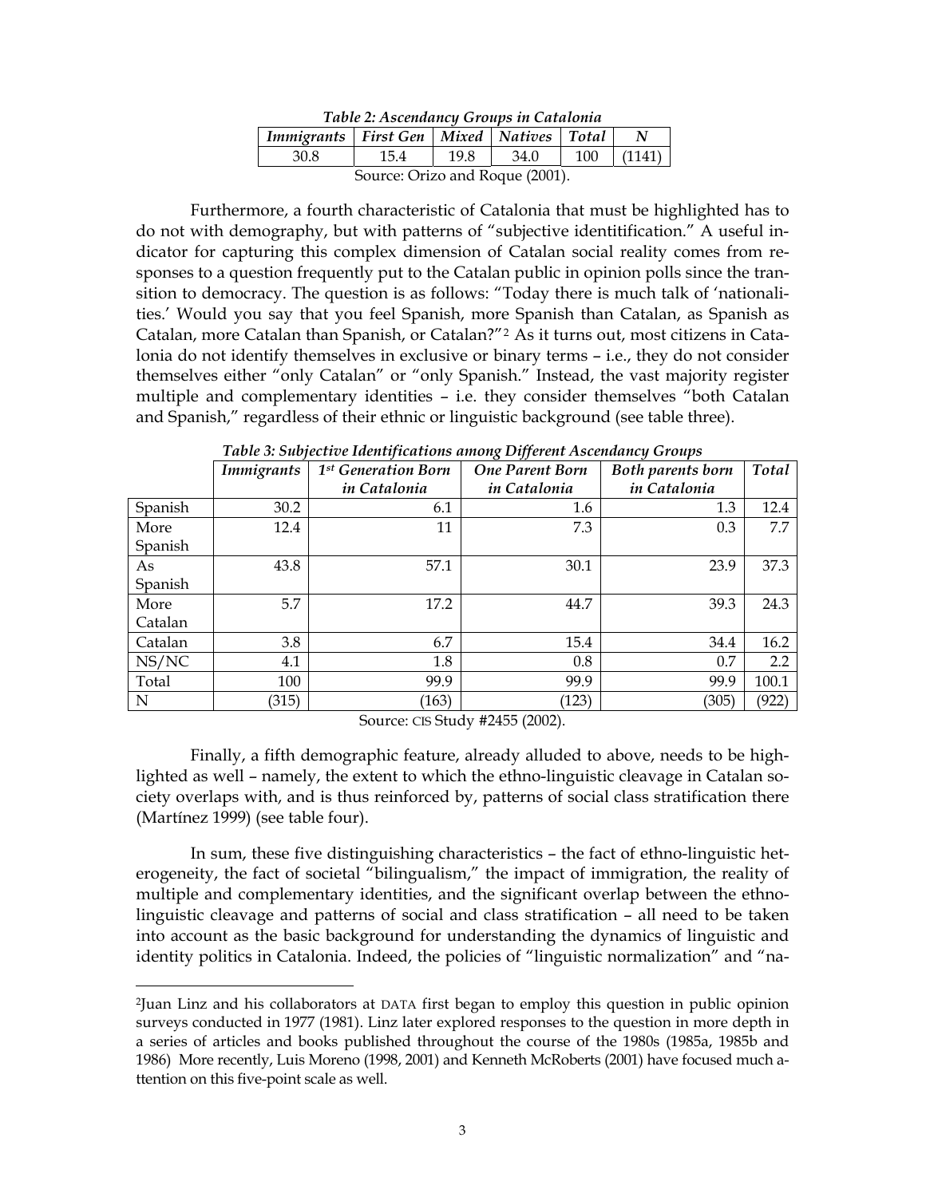*Table 2: Ascendancy Groups in Catalonia*

| *Immigrants* | *First Gen* | *Mixed* | *Natives* | *Total* | *N* |
|---|---|---|---|---|---|
| 30.8 | 15.4 | 19.8 | 34.0 | 100 | (1141) |

Source: Orizo and Roque (2001).

Furthermore, a fourth characteristic of Catalonia that must be highlighted has to do not with demography, but with patterns of "subjective identitification." A useful indicator for capturing this complex dimension of Catalan social reality comes from responses to a question frequently put to the Catalan public in opinion polls since the transition to democracy. The question is as follows: "Today there is much talk of 'nationalities.' Would you say that you feel Spanish, more Spanish than Catalan, as Spanish as Catalan, more Catalan than Spanish, or Catalan?"[2] As it turns out, most citizens in Catalonia do not identify themselves in exclusive or binary terms – i.e., they do not consider themselves either "only Catalan" or "only Spanish." Instead, the vast majority register multiple and complementary identities – i.e. they consider themselves "both Catalan and Spanish," regardless of their ethnic or linguistic background (see table three).

*Table 3: Subjective Identifications among Different Ascendancy Groups*

| | *Immigrants* | *1st Generation Born in Catalonia* | *One Parent Born in Catalonia* | *Both parents born in Catalonia* | *Total* |
|---|---|---|---|---|---|
| Spanish | 30.2 | 6.1 | 1.6 | 1.3 | 12.4 |
| More Spanish | 12.4 | 11 | 7.3 | 0.3 | 7.7 |
| As Spanish | 43.8 | 57.1 | 30.1 | 23.9 | 37.3 |
| More Catalan | 5.7 | 17.2 | 44.7 | 39.3 | 24.3 |
| Catalan | 3.8 | 6.7 | 15.4 | 34.4 | 16.2 |
| NS/NC | 4.1 | 1.8 | 0.8 | 0.7 | 2.2 |
| Total | 100 | 99.9 | 99.9 | 99.9 | 100.1 |
| N | (315) | (163) | (123) | (305) | (922) |

Source: CIS Study #2455 (2002).

Finally, a fifth demographic feature, already alluded to above, needs to be highlighted as well – namely, the extent to which the ethno-linguistic cleavage in Catalan society overlaps with, and is thus reinforced by, patterns of social class stratification there (Martínez 1999) (see table four).

In sum, these five distinguishing characteristics – the fact of ethno-linguistic heterogeneity, the fact of societal "bilingualism," the impact of immigration, the reality of multiple and complementary identities, and the significant overlap between the ethno-linguistic cleavage and patterns of social and class stratification – all need to be taken into account as the basic background for understanding the dynamics of linguistic and identity politics in Catalonia. Indeed, the policies of "linguistic normalization" and "na-

[2] Juan Linz and his collaborators at DATA first began to employ this question in public opinion surveys conducted in 1977 (1981). Linz later explored responses to the question in more depth in a series of articles and books published throughout the course of the 1980s (1985a, 1985b and 1986) More recently, Luis Moreno (1998, 2001) and Kenneth McRoberts (2001) have focused much attention on this five-point scale as well.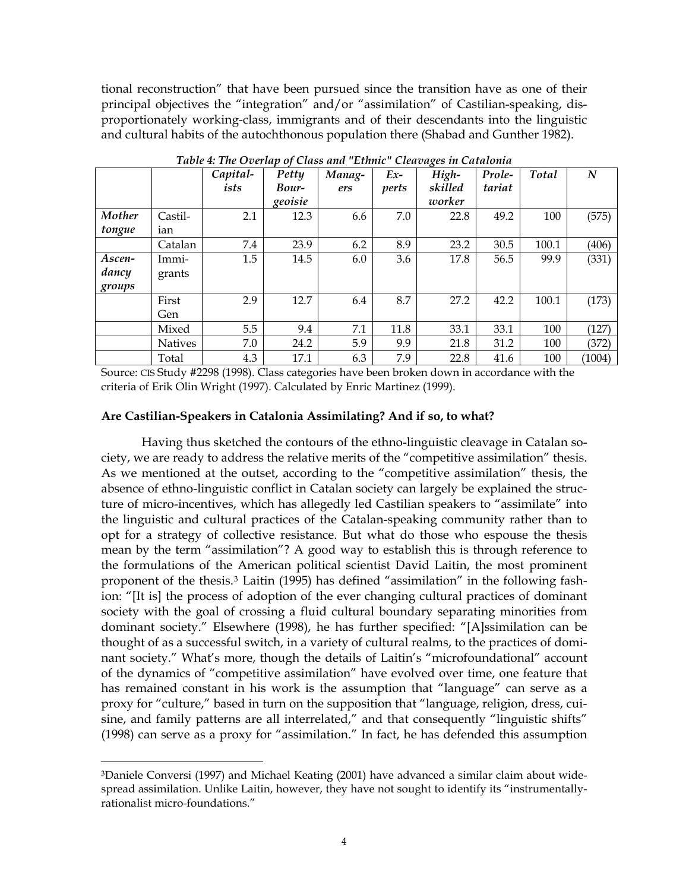tional reconstruction" that have been pursued since the transition have as one of their principal objectives the "integration" and/or "assimilation" of Castilian-speaking, disproportionately working-class, immigrants and of their descendants into the linguistic and cultural habits of the autochthonous population there (Shabad and Gunther 1982).

*Table 4: The Overlap of Class and "Ethnic" Cleavages in Catalonia*

| | | *Capitalists* | *Petty Bourgeoisie* | *Managers* | *Experts* | *High-skilled worker* | *Proletariat* | *Total* | *N* |
|---|---|---|---|---|---|---|---|---|---|
| ***Mother tongue*** | Castilian | 2.1 | 12.3 | 6.6 | 7.0 | 22.8 | 49.2 | 100 | (575) |
| | Catalan | 7.4 | 23.9 | 6.2 | 8.9 | 23.2 | 30.5 | 100.1 | (406) |
| ***Ascendancy groups*** | Immigrants | 1.5 | 14.5 | 6.0 | 3.6 | 17.8 | 56.5 | 99.9 | (331) |
| | First Gen | 2.9 | 12.7 | 6.4 | 8.7 | 27.2 | 42.2 | 100.1 | (173) |
| | Mixed | 5.5 | 9.4 | 7.1 | 11.8 | 33.1 | 33.1 | 100 | (127) |
| | Natives | 7.0 | 24.2 | 5.9 | 9.9 | 21.8 | 31.2 | 100 | (372) |
| | Total | 4.3 | 17.1 | 6.3 | 7.9 | 22.8 | 41.6 | 100 | (1004) |

Source: CIS Study #2298 (1998). Class categories have been broken down in accordance with the criteria of Erik Olin Wright (1997). Calculated by Enric Martinez (1999).

**Are Castilian-Speakers in Catalonia Assimilating? And if so, to what?**

Having thus sketched the contours of the ethno-linguistic cleavage in Catalan society, we are ready to address the relative merits of the "competitive assimilation" thesis. As we mentioned at the outset, according to the "competitive assimilation" thesis, the absence of ethno-linguistic conflict in Catalan society can largely be explained the structure of micro-incentives, which has allegedly led Castilian speakers to "assimilate" into the linguistic and cultural practices of the Catalan-speaking community rather than to opt for a strategy of collective resistance. But what do those who espouse the thesis mean by the term "assimilation"? A good way to establish this is through reference to the formulations of the American political scientist David Laitin, the most prominent proponent of the thesis.[3] Laitin (1995) has defined "assimilation" in the following fashion: "[It is] the process of adoption of the ever changing cultural practices of dominant society with the goal of crossing a fluid cultural boundary separating minorities from dominant society." Elsewhere (1998), he has further specified: "[A]ssimilation can be thought of as a successful switch, in a variety of cultural realms, to the practices of dominant society." What's more, though the details of Laitin's "microfoundational" account of the dynamics of "competitive assimilation" have evolved over time, one feature that has remained constant in his work is the assumption that "language" can serve as a proxy for "culture," based in turn on the supposition that "language, religion, dress, cuisine, and family patterns are all interrelated," and that consequently "linguistic shifts" (1998) can serve as a proxy for "assimilation." In fact, he has defended this assumption

[3]Daniele Conversi (1997) and Michael Keating (2001) have advanced a similar claim about widespread assimilation. Unlike Laitin, however, they have not sought to identify its "instrumentally-rationalist micro-foundations."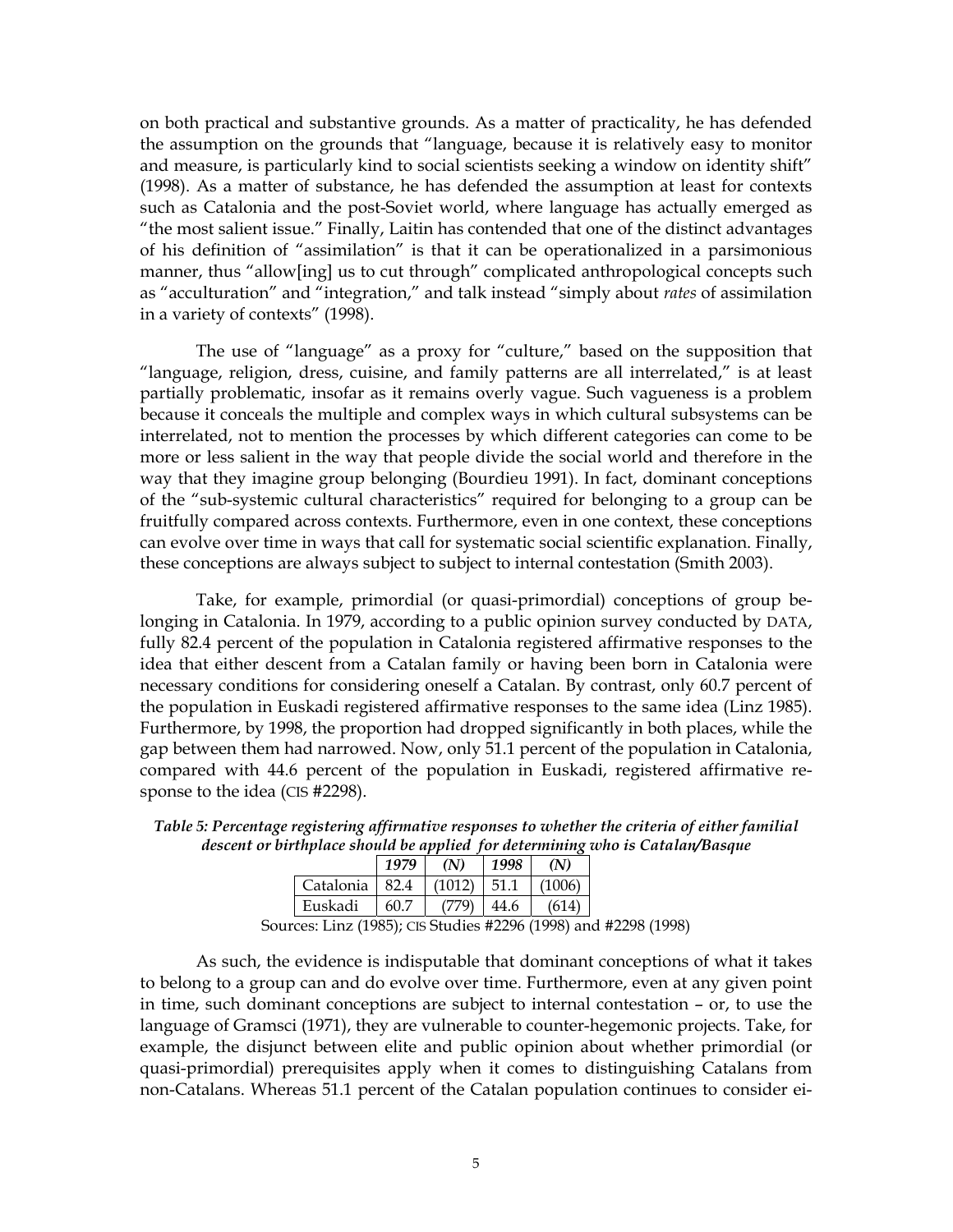on both practical and substantive grounds. As a matter of practicality, he has defended the assumption on the grounds that "language, because it is relatively easy to monitor and measure, is particularly kind to social scientists seeking a window on identity shift" (1998). As a matter of substance, he has defended the assumption at least for contexts such as Catalonia and the post-Soviet world, where language has actually emerged as "the most salient issue." Finally, Laitin has contended that one of the distinct advantages of his definition of "assimilation" is that it can be operationalized in a parsimonious manner, thus "allow[ing] us to cut through" complicated anthropological concepts such as "acculturation" and "integration," and talk instead "simply about *rates* of assimilation in a variety of contexts" (1998).

The use of "language" as a proxy for "culture," based on the supposition that "language, religion, dress, cuisine, and family patterns are all interrelated," is at least partially problematic, insofar as it remains overly vague. Such vagueness is a problem because it conceals the multiple and complex ways in which cultural subsystems can be interrelated, not to mention the processes by which different categories can come to be more or less salient in the way that people divide the social world and therefore in the way that they imagine group belonging (Bourdieu 1991). In fact, dominant conceptions of the "sub-systemic cultural characteristics" required for belonging to a group can be fruitfully compared across contexts. Furthermore, even in one context, these conceptions can evolve over time in ways that call for systematic social scientific explanation. Finally, these conceptions are always subject to subject to internal contestation (Smith 2003).

Take, for example, primordial (or quasi-primordial) conceptions of group belonging in Catalonia. In 1979, according to a public opinion survey conducted by DATA, fully 82.4 percent of the population in Catalonia registered affirmative responses to the idea that either descent from a Catalan family or having been born in Catalonia were necessary conditions for considering oneself a Catalan. By contrast, only 60.7 percent of the population in Euskadi registered affirmative responses to the same idea (Linz 1985). Furthermore, by 1998, the proportion had dropped significantly in both places, while the gap between them had narrowed. Now, only 51.1 percent of the population in Catalonia, compared with 44.6 percent of the population in Euskadi, registered affirmative response to the idea (CIS #2298).

***Table 5: Percentage registering affirmative responses to whether the criteria of either familial descent or birthplace should be applied for determining who is Catalan/Basque***

| | *1979* | *(N)* | *1998* | *(N)* |
|---|---|---|---|---|
| Catalonia | 82.4 | (1012) | 51.1 | (1006) |
| Euskadi | 60.7 | (779) | 44.6 | (614) |

Sources: Linz (1985); CIS Studies #2296 (1998) and #2298 (1998)

As such, the evidence is indisputable that dominant conceptions of what it takes to belong to a group can and do evolve over time. Furthermore, even at any given point in time, such dominant conceptions are subject to internal contestation – or, to use the language of Gramsci (1971), they are vulnerable to counter-hegemonic projects. Take, for example, the disjunct between elite and public opinion about whether primordial (or quasi-primordial) prerequisites apply when it comes to distinguishing Catalans from non-Catalans. Whereas 51.1 percent of the Catalan population continues to consider ei-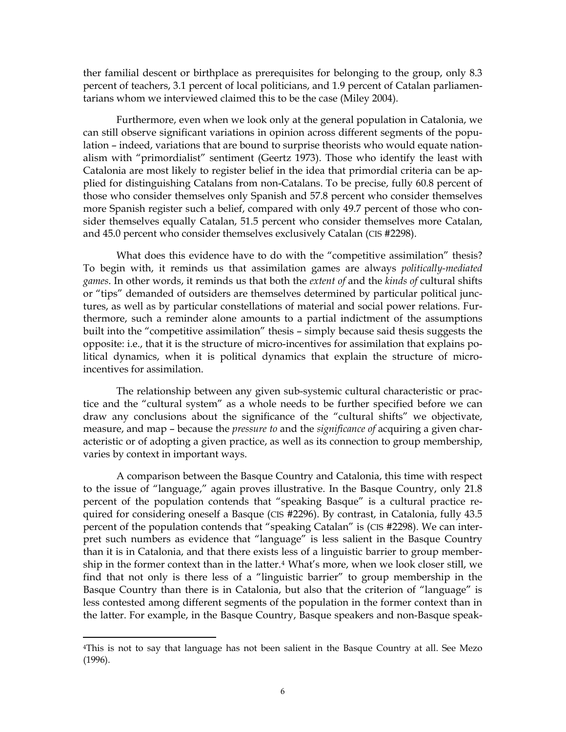ther familial descent or birthplace as prerequisites for belonging to the group, only 8.3 percent of teachers, 3.1 percent of local politicians, and 1.9 percent of Catalan parliamentarians whom we interviewed claimed this to be the case (Miley 2004).

Furthermore, even when we look only at the general population in Catalonia, we can still observe significant variations in opinion across different segments of the population – indeed, variations that are bound to surprise theorists who would equate nationalism with "primordialist" sentiment (Geertz 1973). Those who identify the least with Catalonia are most likely to register belief in the idea that primordial criteria can be applied for distinguishing Catalans from non-Catalans. To be precise, fully 60.8 percent of those who consider themselves only Spanish and 57.8 percent who consider themselves more Spanish register such a belief, compared with only 49.7 percent of those who consider themselves equally Catalan, 51.5 percent who consider themselves more Catalan, and 45.0 percent who consider themselves exclusively Catalan (CIS #2298).

What does this evidence have to do with the "competitive assimilation" thesis? To begin with, it reminds us that assimilation games are always *politically-mediated games*. In other words, it reminds us that both the *extent of* and the *kinds of* cultural shifts or "tips" demanded of outsiders are themselves determined by particular political junctures, as well as by particular constellations of material and social power relations. Furthermore, such a reminder alone amounts to a partial indictment of the assumptions built into the "competitive assimilation" thesis – simply because said thesis suggests the opposite: i.e., that it is the structure of micro-incentives for assimilation that explains political dynamics, when it is political dynamics that explain the structure of micro-incentives for assimilation.

The relationship between any given sub-systemic cultural characteristic or practice and the "cultural system" as a whole needs to be further specified before we can draw any conclusions about the significance of the "cultural shifts" we objectivate, measure, and map – because the *pressure to* and the *significance of* acquiring a given characteristic or of adopting a given practice, as well as its connection to group membership, varies by context in important ways.

A comparison between the Basque Country and Catalonia, this time with respect to the issue of "language," again proves illustrative. In the Basque Country, only 21.8 percent of the population contends that "speaking Basque" is a cultural practice required for considering oneself a Basque (CIS #2296). By contrast, in Catalonia, fully 43.5 percent of the population contends that "speaking Catalan" is (CIS #2298). We can interpret such numbers as evidence that "language" is less salient in the Basque Country than it is in Catalonia, and that there exists less of a linguistic barrier to group membership in the former context than in the latter.[4] What's more, when we look closer still, we find that not only is there less of a "linguistic barrier" to group membership in the Basque Country than there is in Catalonia, but also that the criterion of "language" is less contested among different segments of the population in the former context than in the latter. For example, in the Basque Country, Basque speakers and non-Basque speak-

[4]This is not to say that language has not been salient in the Basque Country at all. See Mezo (1996).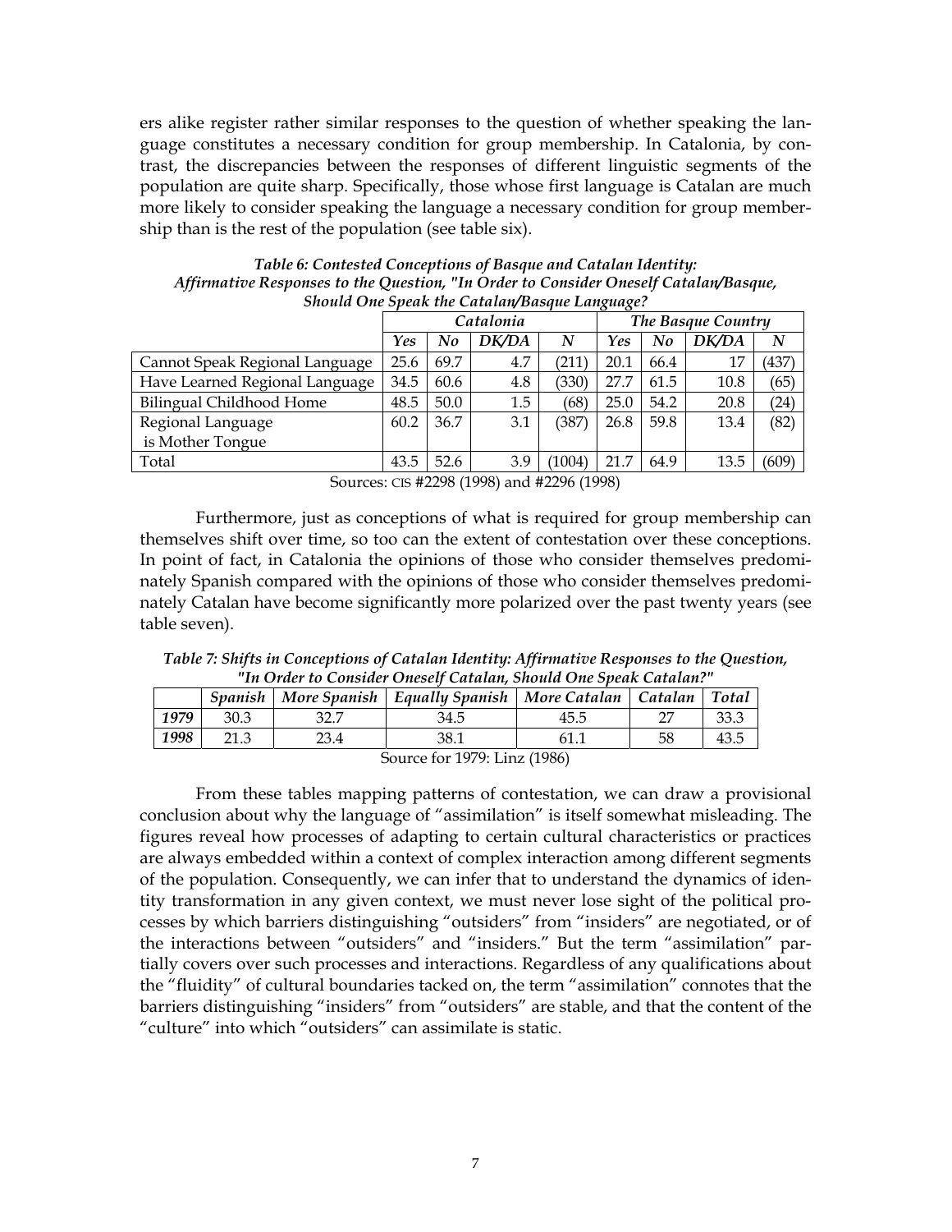ers alike register rather similar responses to the question of whether speaking the language constitutes a necessary condition for group membership. In Catalonia, by contrast, the discrepancies between the responses of different linguistic segments of the population are quite sharp. Specifically, those whose first language is Catalan are much more likely to consider speaking the language a necessary condition for group membership than is the rest of the population (see table six).

***Table 6: Contested Conceptions of Basque and Catalan Identity: Affirmative Responses to the Question, "In Order to Consider Oneself Catalan/Basque, Should One Speak the Catalan/Basque Language?***

| | *Catalonia* | | | | *The Basque Country* | | | |
|---|---|---|---|---|---|---|---|---|
| | *Yes* | *No* | *DK/DA* | *N* | *Yes* | *No* | *DK/DA* | *N* |
| Cannot Speak Regional Language | 25.6 | 69.7 | 4.7 | (211) | 20.1 | 66.4 | 17 | (437) |
| Have Learned Regional Language | 34.5 | 60.6 | 4.8 | (330) | 27.7 | 61.5 | 10.8 | (65) |
| Bilingual Childhood Home | 48.5 | 50.0 | 1.5 | (68) | 25.0 | 54.2 | 20.8 | (24) |
| Regional Language is Mother Tongue | 60.2 | 36.7 | 3.1 | (387) | 26.8 | 59.8 | 13.4 | (82) |
| Total | 43.5 | 52.6 | 3.9 | (1004) | 21.7 | 64.9 | 13.5 | (609) |

Sources: CIS #2298 (1998) and #2296 (1998)

Furthermore, just as conceptions of what is required for group membership can themselves shift over time, so too can the extent of contestation over these conceptions. In point of fact, in Catalonia the opinions of those who consider themselves predominately Spanish compared with the opinions of those who consider themselves predominately Catalan have become significantly more polarized over the past twenty years (see table seven).

***Table 7: Shifts in Conceptions of Catalan Identity: Affirmative Responses to the Question, "In Order to Consider Oneself Catalan, Should One Speak Catalan?"***

| | *Spanish* | *More Spanish* | *Equally Spanish* | *More Catalan* | *Catalan* | *Total* |
|---|---|---|---|---|---|---|
| ***1979*** | 30.3 | 32.7 | 34.5 | 45.5 | 27 | 33.3 |
| ***1998*** | 21.3 | 23.4 | 38.1 | 61.1 | 58 | 43.5 |

Source for 1979: Linz (1986)

From these tables mapping patterns of contestation, we can draw a provisional conclusion about why the language of "assimilation" is itself somewhat misleading. The figures reveal how processes of adapting to certain cultural characteristics or practices are always embedded within a context of complex interaction among different segments of the population. Consequently, we can infer that to understand the dynamics of identity transformation in any given context, we must never lose sight of the political processes by which barriers distinguishing "outsiders" from "insiders" are negotiated, or of the interactions between "outsiders" and "insiders." But the term "assimilation" partially covers over such processes and interactions. Regardless of any qualifications about the "fluidity" of cultural boundaries tacked on, the term "assimilation" connotes that the barriers distinguishing "insiders" from "outsiders" are stable, and that the content of the "culture" into which "outsiders" can assimilate is static.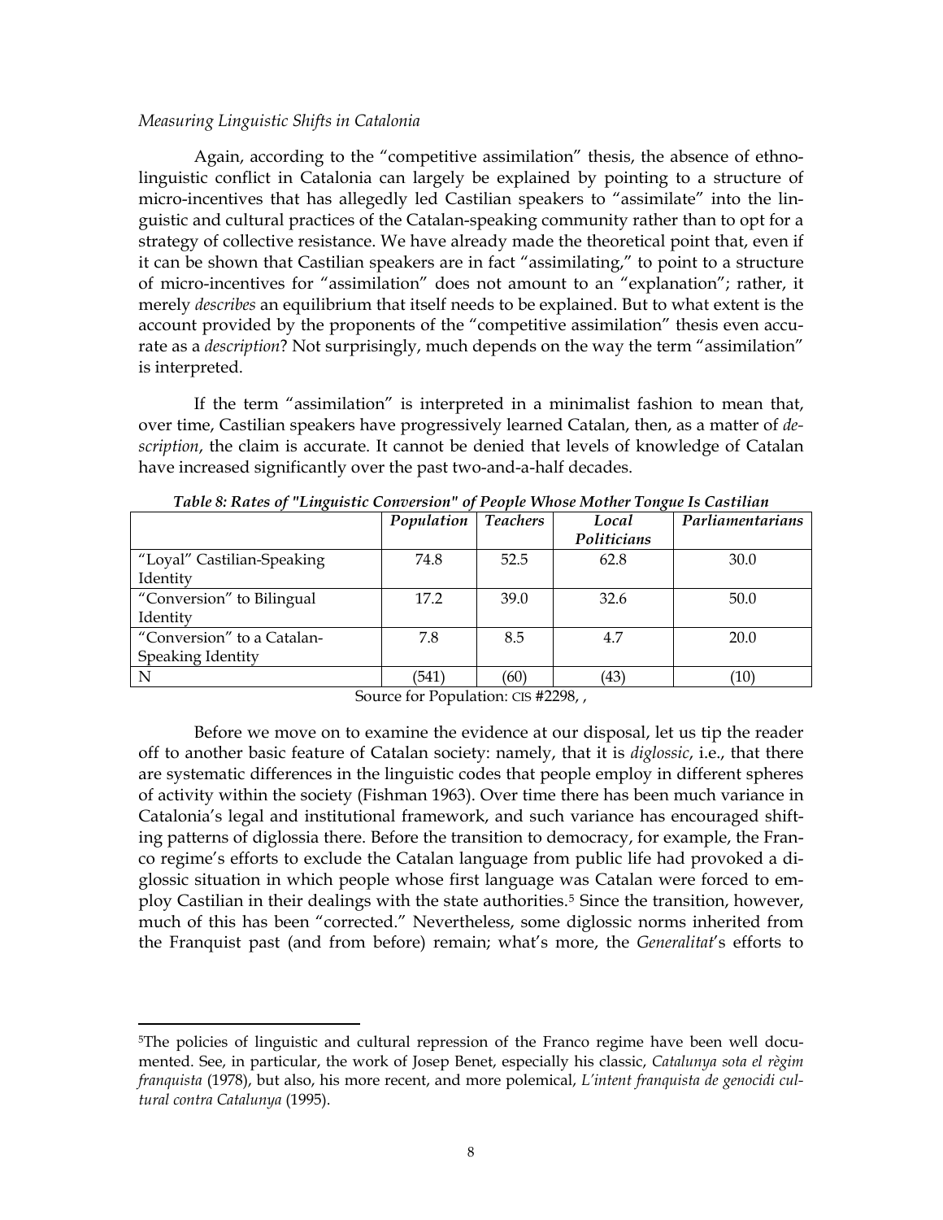*Measuring Linguistic Shifts in Catalonia*

Again, according to the "competitive assimilation" thesis, the absence of ethno-linguistic conflict in Catalonia can largely be explained by pointing to a structure of micro-incentives that has allegedly led Castilian speakers to "assimilate" into the linguistic and cultural practices of the Catalan-speaking community rather than to opt for a strategy of collective resistance. We have already made the theoretical point that, even if it can be shown that Castilian speakers are in fact "assimilating," to point to a structure of micro-incentives for "assimilation" does not amount to an "explanation"; rather, it merely *describes* an equilibrium that itself needs to be explained. But to what extent is the account provided by the proponents of the "competitive assimilation" thesis even accurate as a *description*? Not surprisingly, much depends on the way the term "assimilation" is interpreted.

If the term "assimilation" is interpreted in a minimalist fashion to mean that, over time, Castilian speakers have progressively learned Catalan, then, as a matter of *description*, the claim is accurate. It cannot be denied that levels of knowledge of Catalan have increased significantly over the past two-and-a-half decades.

***Table 8: Rates of "Linguistic Conversion" of People Whose Mother Tongue Is Castilian***

| | *Population* | *Teachers* | *Local Politicians* | *Parliamentarians* |
|---|---|---|---|---|
| "Loyal" Castilian-Speaking Identity | 74.8 | 52.5 | 62.8 | 30.0 |
| "Conversion" to Bilingual Identity | 17.2 | 39.0 | 32.6 | 50.0 |
| "Conversion" to a Catalan-Speaking Identity | 7.8 | 8.5 | 4.7 | 20.0 |
| N | (541) | (60) | (43) | (10) |

Source for Population: CIS #2298, ,

Before we move on to examine the evidence at our disposal, let us tip the reader off to another basic feature of Catalan society: namely, that it is *diglossic*, i.e., that there are systematic differences in the linguistic codes that people employ in different spheres of activity within the society (Fishman 1963). Over time there has been much variance in Catalonia's legal and institutional framework, and such variance has encouraged shifting patterns of diglossia there. Before the transition to democracy, for example, the Franco regime's efforts to exclude the Catalan language from public life had provoked a diglossic situation in which people whose first language was Catalan were forced to employ Castilian in their dealings with the state authorities.[5] Since the transition, however, much of this has been "corrected." Nevertheless, some diglossic norms inherited from the Franquist past (and from before) remain; what's more, the *Generalitat*'s efforts to

[5]The policies of linguistic and cultural repression of the Franco regime have been well documented. See, in particular, the work of Josep Benet, especially his classic, *Catalunya sota el règim franquista* (1978), but also, his more recent, and more polemical, *L'intent franquista de genocidi cultural contra Catalunya* (1995).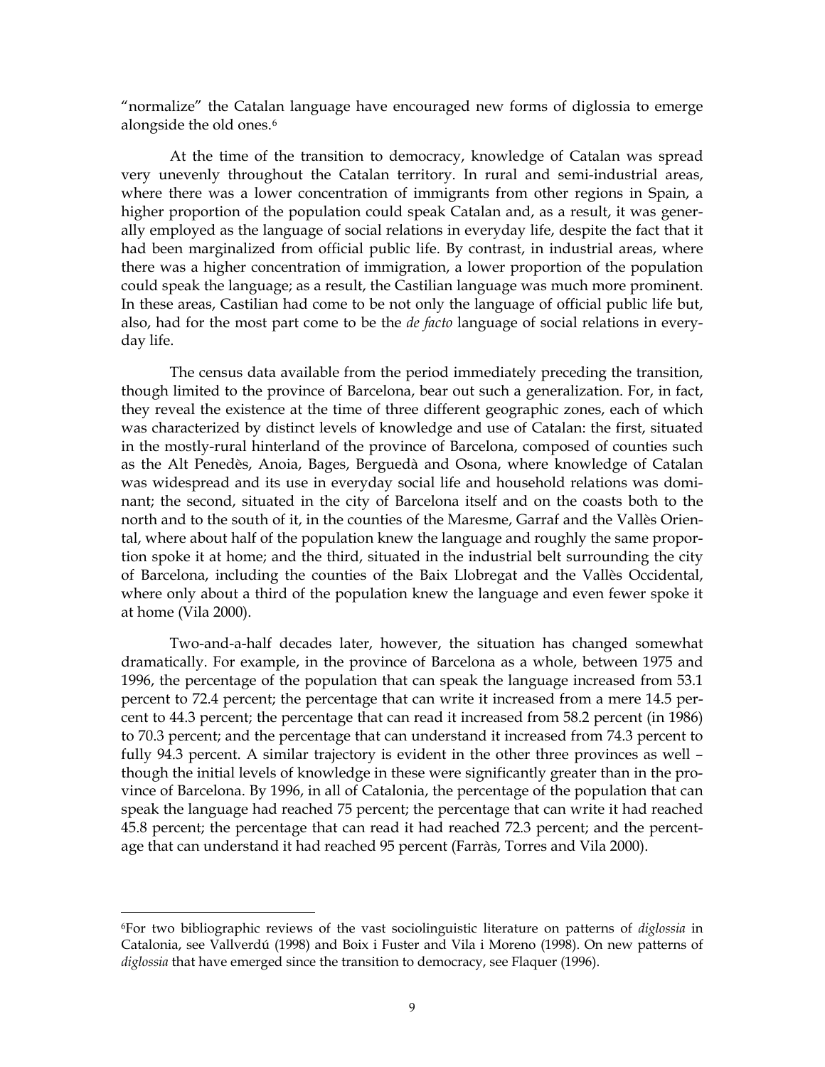"normalize" the Catalan language have encouraged new forms of diglossia to emerge alongside the old ones.[6]

At the time of the transition to democracy, knowledge of Catalan was spread very unevenly throughout the Catalan territory. In rural and semi-industrial areas, where there was a lower concentration of immigrants from other regions in Spain, a higher proportion of the population could speak Catalan and, as a result, it was generally employed as the language of social relations in everyday life, despite the fact that it had been marginalized from official public life. By contrast, in industrial areas, where there was a higher concentration of immigration, a lower proportion of the population could speak the language; as a result, the Castilian language was much more prominent. In these areas, Castilian had come to be not only the language of official public life but, also, had for the most part come to be the *de facto* language of social relations in everyday life.

The census data available from the period immediately preceding the transition, though limited to the province of Barcelona, bear out such a generalization. For, in fact, they reveal the existence at the time of three different geographic zones, each of which was characterized by distinct levels of knowledge and use of Catalan: the first, situated in the mostly-rural hinterland of the province of Barcelona, composed of counties such as the Alt Penedès, Anoia, Bages, Berguedà and Osona, where knowledge of Catalan was widespread and its use in everyday social life and household relations was dominant; the second, situated in the city of Barcelona itself and on the coasts both to the north and to the south of it, in the counties of the Maresme, Garraf and the Vallès Oriental, where about half of the population knew the language and roughly the same proportion spoke it at home; and the third, situated in the industrial belt surrounding the city of Barcelona, including the counties of the Baix Llobregat and the Vallès Occidental, where only about a third of the population knew the language and even fewer spoke it at home (Vila 2000).

Two-and-a-half decades later, however, the situation has changed somewhat dramatically. For example, in the province of Barcelona as a whole, between 1975 and 1996, the percentage of the population that can speak the language increased from 53.1 percent to 72.4 percent; the percentage that can write it increased from a mere 14.5 percent to 44.3 percent; the percentage that can read it increased from 58.2 percent (in 1986) to 70.3 percent; and the percentage that can understand it increased from 74.3 percent to fully 94.3 percent. A similar trajectory is evident in the other three provinces as well – though the initial levels of knowledge in these were significantly greater than in the province of Barcelona. By 1996, in all of Catalonia, the percentage of the population that can speak the language had reached 75 percent; the percentage that can write it had reached 45.8 percent; the percentage that can read it had reached 72.3 percent; and the percentage that can understand it had reached 95 percent (Farràs, Torres and Vila 2000).

---

[6]For two bibliographic reviews of the vast sociolinguistic literature on patterns of *diglossia* in Catalonia, see Vallverdú (1998) and Boix i Fuster and Vila i Moreno (1998). On new patterns of *diglossia* that have emerged since the transition to democracy, see Flaquer (1996).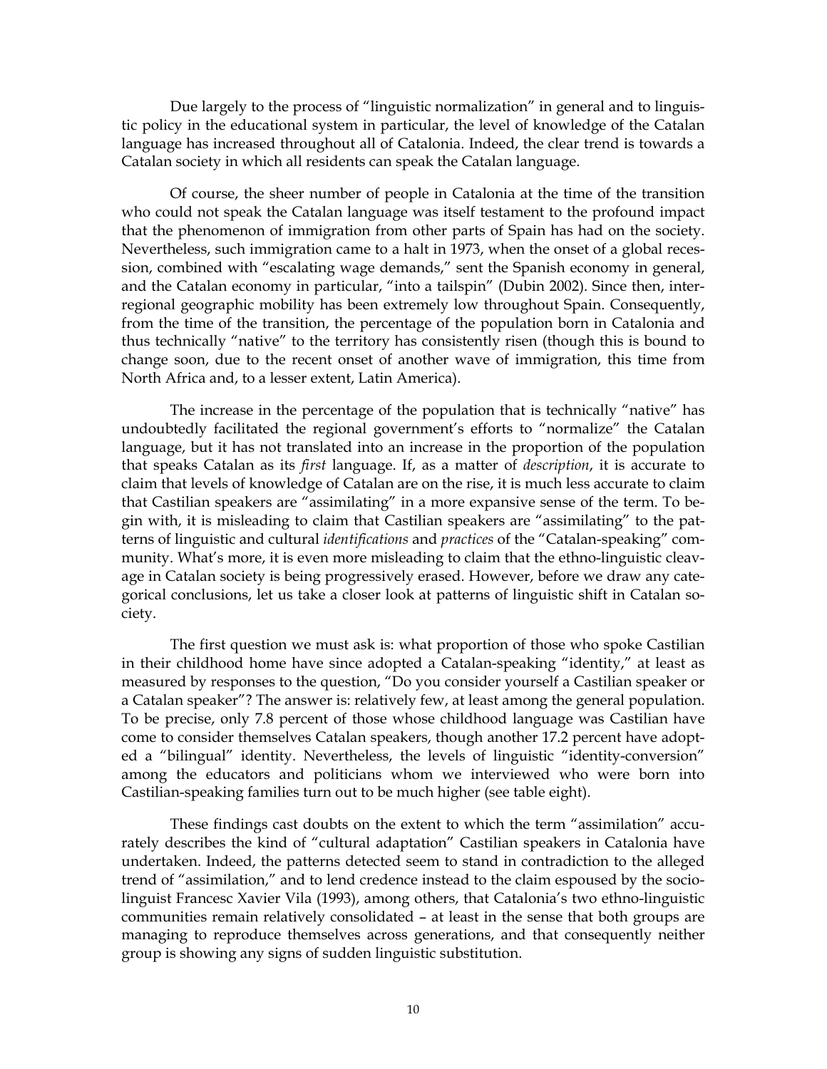Due largely to the process of "linguistic normalization" in general and to linguistic policy in the educational system in particular, the level of knowledge of the Catalan language has increased throughout all of Catalonia. Indeed, the clear trend is towards a Catalan society in which all residents can speak the Catalan language.

Of course, the sheer number of people in Catalonia at the time of the transition who could not speak the Catalan language was itself testament to the profound impact that the phenomenon of immigration from other parts of Spain has had on the society. Nevertheless, such immigration came to a halt in 1973, when the onset of a global recession, combined with "escalating wage demands," sent the Spanish economy in general, and the Catalan economy in particular, "into a tailspin" (Dubin 2002). Since then, interregional geographic mobility has been extremely low throughout Spain. Consequently, from the time of the transition, the percentage of the population born in Catalonia and thus technically "native" to the territory has consistently risen (though this is bound to change soon, due to the recent onset of another wave of immigration, this time from North Africa and, to a lesser extent, Latin America).

The increase in the percentage of the population that is technically "native" has undoubtedly facilitated the regional government's efforts to "normalize" the Catalan language, but it has not translated into an increase in the proportion of the population that speaks Catalan as its *first* language. If, as a matter of *description*, it is accurate to claim that levels of knowledge of Catalan are on the rise, it is much less accurate to claim that Castilian speakers are "assimilating" in a more expansive sense of the term. To begin with, it is misleading to claim that Castilian speakers are "assimilating" to the patterns of linguistic and cultural *identifications* and *practices* of the "Catalan-speaking" community. What's more, it is even more misleading to claim that the ethno-linguistic cleavage in Catalan society is being progressively erased. However, before we draw any categorical conclusions, let us take a closer look at patterns of linguistic shift in Catalan society.

The first question we must ask is: what proportion of those who spoke Castilian in their childhood home have since adopted a Catalan-speaking "identity," at least as measured by responses to the question, "Do you consider yourself a Castilian speaker or a Catalan speaker"? The answer is: relatively few, at least among the general population. To be precise, only 7.8 percent of those whose childhood language was Castilian have come to consider themselves Catalan speakers, though another 17.2 percent have adopted a "bilingual" identity. Nevertheless, the levels of linguistic "identity-conversion" among the educators and politicians whom we interviewed who were born into Castilian-speaking families turn out to be much higher (see table eight).

These findings cast doubts on the extent to which the term "assimilation" accurately describes the kind of "cultural adaptation" Castilian speakers in Catalonia have undertaken. Indeed, the patterns detected seem to stand in contradiction to the alleged trend of "assimilation," and to lend credence instead to the claim espoused by the sociolinguist Francesc Xavier Vila (1993), among others, that Catalonia's two ethno-linguistic communities remain relatively consolidated – at least in the sense that both groups are managing to reproduce themselves across generations, and that consequently neither group is showing any signs of sudden linguistic substitution.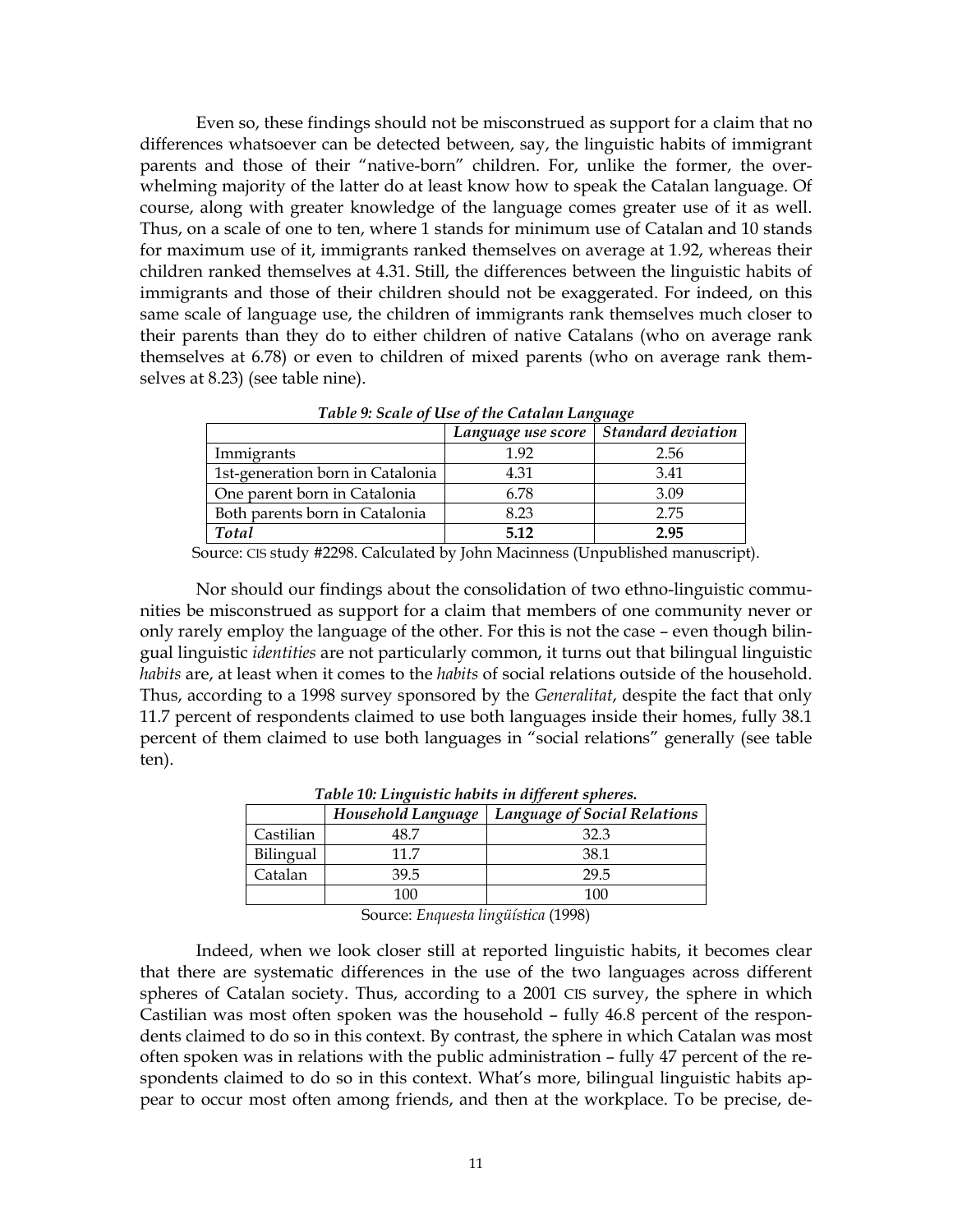Even so, these findings should not be misconstrued as support for a claim that no differences whatsoever can be detected between, say, the linguistic habits of immigrant parents and those of their "native-born" children. For, unlike the former, the overwhelming majority of the latter do at least know how to speak the Catalan language. Of course, along with greater knowledge of the language comes greater use of it as well. Thus, on a scale of one to ten, where 1 stands for minimum use of Catalan and 10 stands for maximum use of it, immigrants ranked themselves on average at 1.92, whereas their children ranked themselves at 4.31. Still, the differences between the linguistic habits of immigrants and those of their children should not be exaggerated. For indeed, on this same scale of language use, the children of immigrants rank themselves much closer to their parents than they do to either children of native Catalans (who on average rank themselves at 6.78) or even to children of mixed parents (who on average rank themselves at 8.23) (see table nine).

***Table 9: Scale of Use of the Catalan Language***

| | *Language use score* | *Standard deviation* |
|---|---|---|
| Immigrants | 1.92 | 2.56 |
| 1st-generation born in Catalonia | 4.31 | 3.41 |
| One parent born in Catalonia | 6.78 | 3.09 |
| Both parents born in Catalonia | 8.23 | 2.75 |
| ***Total*** | **5.12** | **2.95** |

Source: CIS study #2298. Calculated by John Macinness (Unpublished manuscript).

Nor should our findings about the consolidation of two ethno-linguistic communities be misconstrued as support for a claim that members of one community never or only rarely employ the language of the other. For this is not the case – even though bilingual linguistic *identities* are not particularly common, it turns out that bilingual linguistic *habits* are, at least when it comes to the *habits* of social relations outside of the household. Thus, according to a 1998 survey sponsored by the *Generalitat*, despite the fact that only 11.7 percent of respondents claimed to use both languages inside their homes, fully 38.1 percent of them claimed to use both languages in "social relations" generally (see table ten).

***Table 10: Linguistic habits in different spheres.***

| | *Household Language* | *Language of Social Relations* |
|---|---|---|
| Castilian | 48.7 | 32.3 |
| Bilingual | 11.7 | 38.1 |
| Catalan | 39.5 | 29.5 |
| | 100 | 100 |

Source: *Enquesta lingüística* (1998)

Indeed, when we look closer still at reported linguistic habits, it becomes clear that there are systematic differences in the use of the two languages across different spheres of Catalan society. Thus, according to a 2001 CIS survey, the sphere in which Castilian was most often spoken was the household – fully 46.8 percent of the respondents claimed to do so in this context. By contrast, the sphere in which Catalan was most often spoken was in relations with the public administration – fully 47 percent of the respondents claimed to do so in this context. What's more, bilingual linguistic habits appear to occur most often among friends, and then at the workplace. To be precise, de-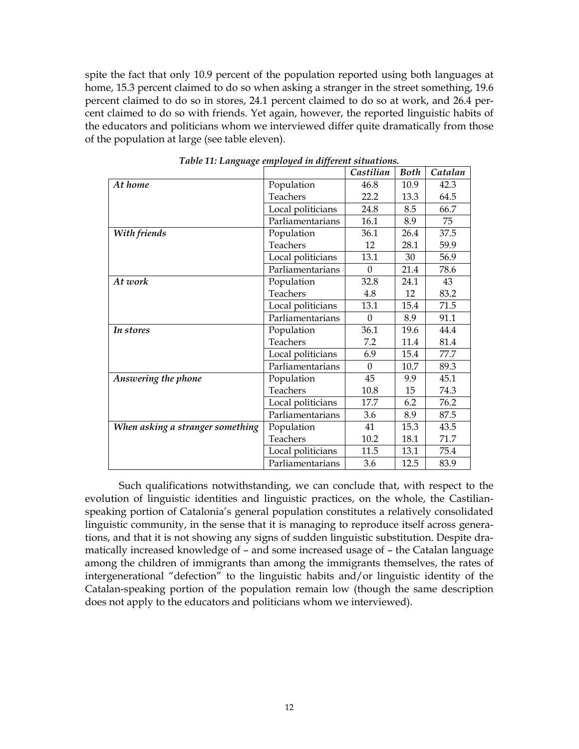spite the fact that only 10.9 percent of the population reported using both languages at home, 15.3 percent claimed to do so when asking a stranger in the street something, 19.6 percent claimed to do so in stores, 24.1 percent claimed to do so at work, and 26.4 percent claimed to do so with friends. Yet again, however, the reported linguistic habits of the educators and politicians whom we interviewed differ quite dramatically from those of the population at large (see table eleven).

*Table 11: Language employed in different situations.*

| | | *Castilian* | *Both* | *Catalan* |
|---|---|---|---|---|
| *At home* | Population | 46.8 | 10.9 | 42.3 |
| | Teachers | 22.2 | 13.3 | 64.5 |
| | Local politicians | 24.8 | 8.5 | 66.7 |
| | Parliamentarians | 16.1 | 8.9 | 75 |
| *With friends* | Population | 36.1 | 26.4 | 37.5 |
| | Teachers | 12 | 28.1 | 59.9 |
| | Local politicians | 13.1 | 30 | 56.9 |
| | Parliamentarians | 0 | 21.4 | 78.6 |
| *At work* | Population | 32.8 | 24.1 | 43 |
| | Teachers | 4.8 | 12 | 83.2 |
| | Local politicians | 13.1 | 15.4 | 71.5 |
| | Parliamentarians | 0 | 8.9 | 91.1 |
| *In stores* | Population | 36.1 | 19.6 | 44.4 |
| | Teachers | 7.2 | 11.4 | 81.4 |
| | Local politicians | 6.9 | 15.4 | 77.7 |
| | Parliamentarians | 0 | 10.7 | 89.3 |
| *Answering the phone* | Population | 45 | 9.9 | 45.1 |
| | Teachers | 10.8 | 15 | 74.3 |
| | Local politicians | 17.7 | 6.2 | 76.2 |
| | Parliamentarians | 3.6 | 8.9 | 87.5 |
| *When asking a stranger something* | Population | 41 | 15.3 | 43.5 |
| | Teachers | 10.2 | 18.1 | 71.7 |
| | Local politicians | 11.5 | 13.1 | 75.4 |
| | Parliamentarians | 3.6 | 12.5 | 83.9 |

Such qualifications notwithstanding, we can conclude that, with respect to the evolution of linguistic identities and linguistic practices, on the whole, the Castilian-speaking portion of Catalonia's general population constitutes a relatively consolidated linguistic community, in the sense that it is managing to reproduce itself across generations, and that it is not showing any signs of sudden linguistic substitution. Despite dramatically increased knowledge of – and some increased usage of – the Catalan language among the children of immigrants than among the immigrants themselves, the rates of intergenerational "defection" to the linguistic habits and/or linguistic identity of the Catalan-speaking portion of the population remain low (though the same description does not apply to the educators and politicians whom we interviewed).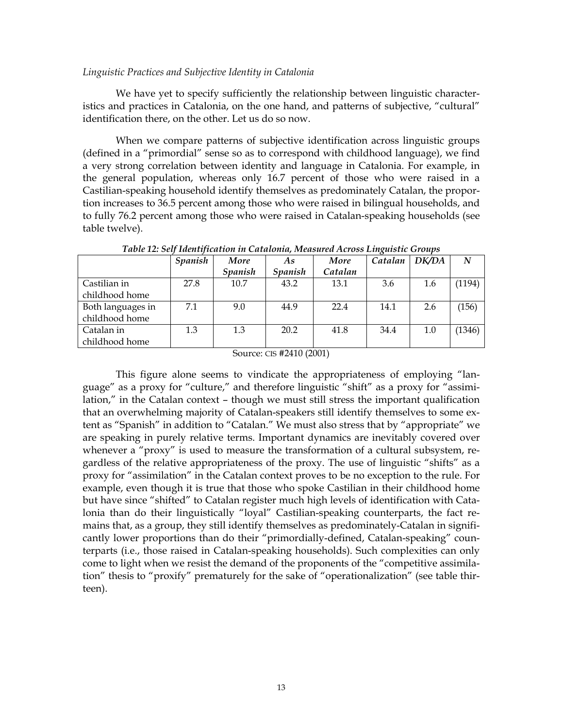*Linguistic Practices and Subjective Identity in Catalonia*

We have yet to specify sufficiently the relationship between linguistic characteristics and practices in Catalonia, on the one hand, and patterns of subjective, "cultural" identification there, on the other. Let us do so now.

When we compare patterns of subjective identification across linguistic groups (defined in a "primordial" sense so as to correspond with childhood language), we find a very strong correlation between identity and language in Catalonia. For example, in the general population, whereas only 16.7 percent of those who were raised in a Castilian-speaking household identify themselves as predominately Catalan, the proportion increases to 36.5 percent among those who were raised in bilingual households, and to fully 76.2 percent among those who were raised in Catalan-speaking households (see table twelve).

***Table 12: Self Identification in Catalonia, Measured Across Linguistic Groups***

| | *Spanish* | *More Spanish* | *As Spanish* | *More Catalan* | *Catalan* | *DK/DA* | *N* |
|---|---|---|---|---|---|---|---|
| Castilian in childhood home | 27.8 | 10.7 | 43.2 | 13.1 | 3.6 | 1.6 | (1194) |
| Both languages in childhood home | 7.1 | 9.0 | 44.9 | 22.4 | 14.1 | 2.6 | (156) |
| Catalan in childhood home | 1.3 | 1.3 | 20.2 | 41.8 | 34.4 | 1.0 | (1346) |

Source: CIS #2410 (2001)

This figure alone seems to vindicate the appropriateness of employing "language" as a proxy for "culture," and therefore linguistic "shift" as a proxy for "assimilation," in the Catalan context – though we must still stress the important qualification that an overwhelming majority of Catalan-speakers still identify themselves to some extent as "Spanish" in addition to "Catalan." We must also stress that by "appropriate" we are speaking in purely relative terms. Important dynamics are inevitably covered over whenever a "proxy" is used to measure the transformation of a cultural subsystem, regardless of the relative appropriateness of the proxy. The use of linguistic "shifts" as a proxy for "assimilation" in the Catalan context proves to be no exception to the rule. For example, even though it is true that those who spoke Castilian in their childhood home but have since "shifted" to Catalan register much high levels of identification with Catalonia than do their linguistically "loyal" Castilian-speaking counterparts, the fact remains that, as a group, they still identify themselves as predominately-Catalan in significantly lower proportions than do their "primordially-defined, Catalan-speaking" counterparts (i.e., those raised in Catalan-speaking households). Such complexities can only come to light when we resist the demand of the proponents of the "competitive assimilation" thesis to "proxify" prematurely for the sake of "operationalization" (see table thirteen).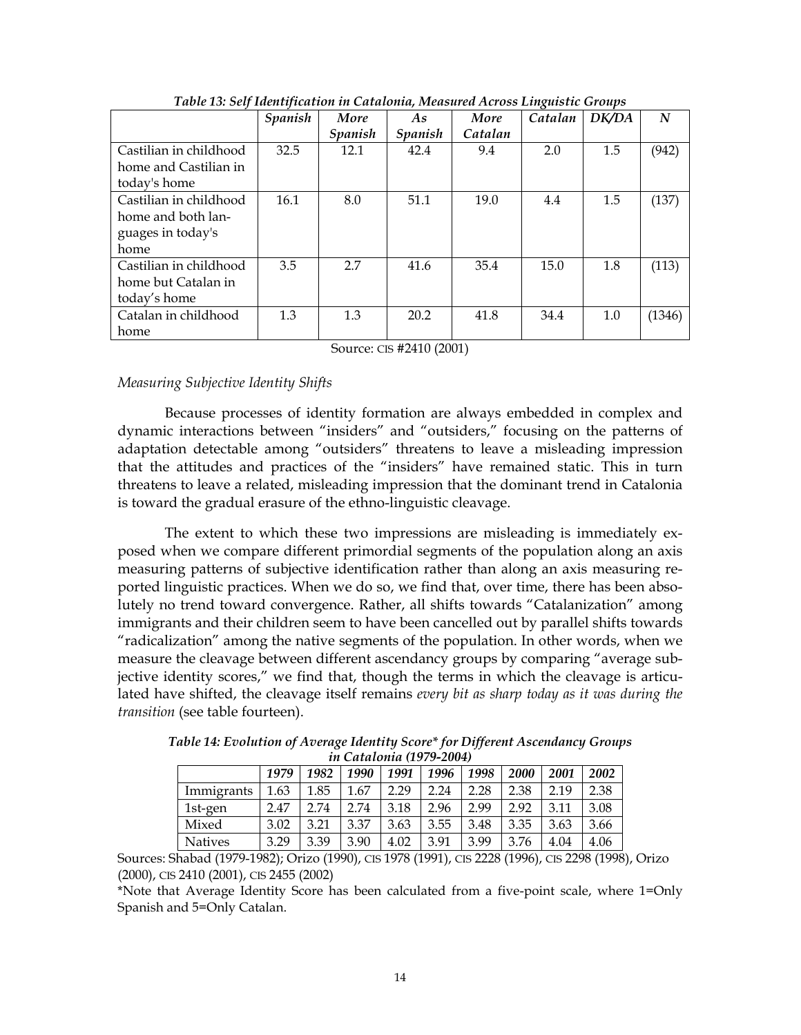***Table 13: Self Identification in Catalonia, Measured Across Linguistic Groups***

| | *Spanish* | *More Spanish* | *As Spanish* | *More Catalan* | *Catalan* | *DK/DA* | *N* |
|---|---|---|---|---|---|---|---|
| Castilian in childhood home and Castilian in today's home | 32.5 | 12.1 | 42.4 | 9.4 | 2.0 | 1.5 | (942) |
| Castilian in childhood home and both languages in today's home | 16.1 | 8.0 | 51.1 | 19.0 | 4.4 | 1.5 | (137) |
| Castilian in childhood home but Catalan in today's home | 3.5 | 2.7 | 41.6 | 35.4 | 15.0 | 1.8 | (113) |
| Catalan in childhood home | 1.3 | 1.3 | 20.2 | 41.8 | 34.4 | 1.0 | (1346) |

Source: CIS #2410 (2001)

*Measuring Subjective Identity Shifts*

Because processes of identity formation are always embedded in complex and dynamic interactions between "insiders" and "outsiders," focusing on the patterns of adaptation detectable among "outsiders" threatens to leave a misleading impression that the attitudes and practices of the "insiders" have remained static. This in turn threatens to leave a related, misleading impression that the dominant trend in Catalonia is toward the gradual erasure of the ethno-linguistic cleavage.

The extent to which these two impressions are misleading is immediately exposed when we compare different primordial segments of the population along an axis measuring patterns of subjective identification rather than along an axis measuring reported linguistic practices. When we do so, we find that, over time, there has been absolutely no trend toward convergence. Rather, all shifts towards "Catalanization" among immigrants and their children seem to have been cancelled out by parallel shifts towards "radicalization" among the native segments of the population. In other words, when we measure the cleavage between different ascendancy groups by comparing "average subjective identity scores," we find that, though the terms in which the cleavage is articulated have shifted, the cleavage itself remains *every bit as sharp today as it was during the transition* (see table fourteen).

***Table 14: Evolution of Average Identity Score\* for Different Ascendancy Groups in Catalonia (1979-2004)***

| | *1979* | *1982* | *1990* | *1991* | *1996* | *1998* | *2000* | *2001* | *2002* |
|---|---|---|---|---|---|---|---|---|---|
| Immigrants | 1.63 | 1.85 | 1.67 | 2.29 | 2.24 | 2.28 | 2.38 | 2.19 | 2.38 |
| 1st-gen | 2.47 | 2.74 | 2.74 | 3.18 | 2.96 | 2.99 | 2.92 | 3.11 | 3.08 |
| Mixed | 3.02 | 3.21 | 3.37 | 3.63 | 3.55 | 3.48 | 3.35 | 3.63 | 3.66 |
| Natives | 3.29 | 3.39 | 3.90 | 4.02 | 3.91 | 3.99 | 3.76 | 4.04 | 4.06 |

Sources: Shabad (1979-1982); Orizo (1990), CIS 1978 (1991), CIS 2228 (1996), CIS 2298 (1998), Orizo (2000), CIS 2410 (2001), CIS 2455 (2002)

*Note that Average Identity Score has been calculated from a five-point scale, where 1=Only Spanish and 5=Only Catalan.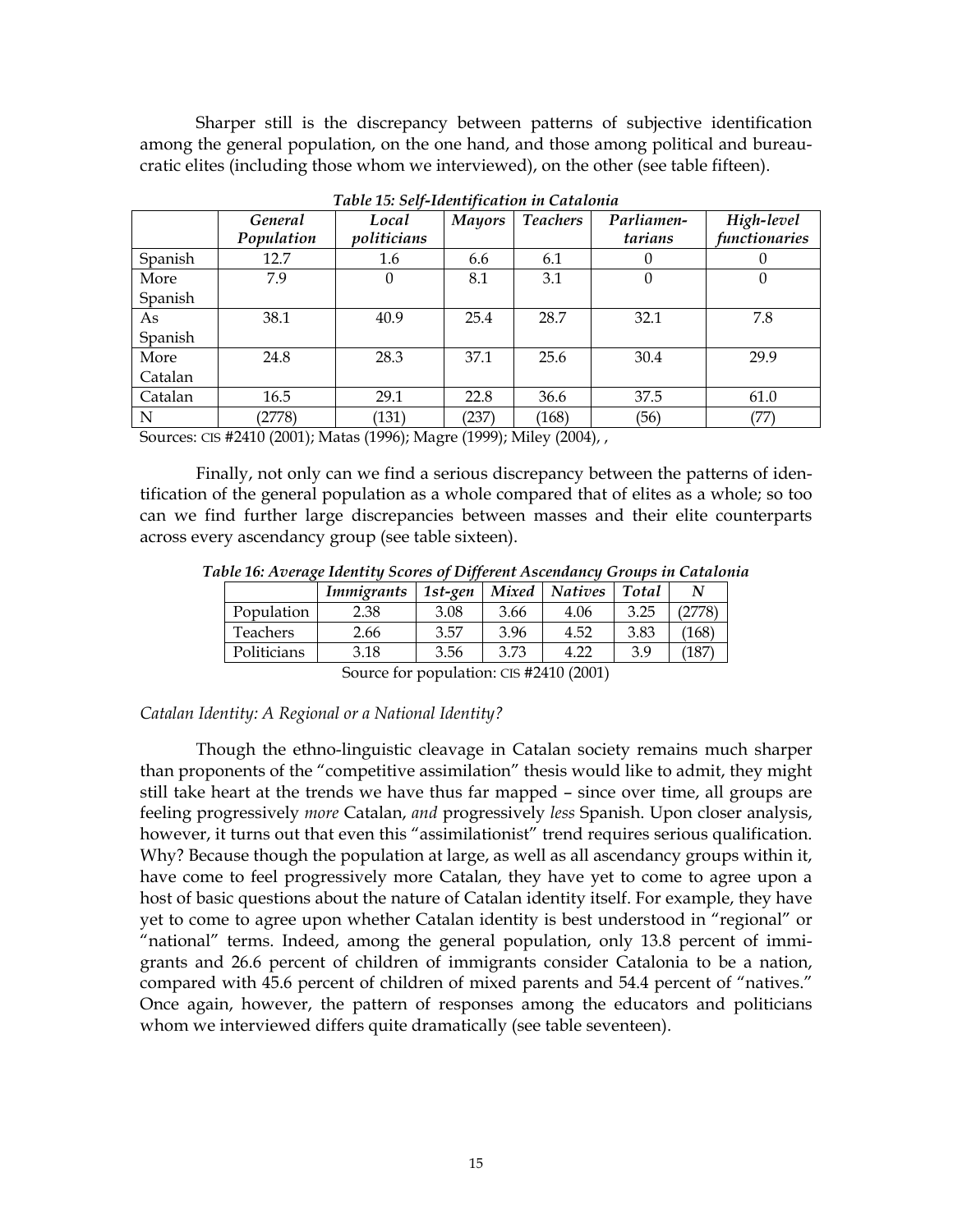Sharper still is the discrepancy between patterns of subjective identification among the general population, on the one hand, and those among political and bureaucratic elites (including those whom we interviewed), on the other (see table fifteen).

***Table 15: Self-Identification in Catalonia***

| | *General Population* | *Local politicians* | *Mayors* | *Teachers* | *Parliamentarians* | *High-level functionaries* |
|---|---|---|---|---|---|---|
| Spanish | 12.7 | 1.6 | 6.6 | 6.1 | 0 | 0 |
| More Spanish | 7.9 | 0 | 8.1 | 3.1 | 0 | 0 |
| As Spanish | 38.1 | 40.9 | 25.4 | 28.7 | 32.1 | 7.8 |
| More Catalan | 24.8 | 28.3 | 37.1 | 25.6 | 30.4 | 29.9 |
| Catalan | 16.5 | 29.1 | 22.8 | 36.6 | 37.5 | 61.0 |
| N | (2778) | (131) | (237) | (168) | (56) | (77) |

Sources: CIS #2410 (2001); Matas (1996); Magre (1999); Miley (2004), ,

Finally, not only can we find a serious discrepancy between the patterns of identification of the general population as a whole compared that of elites as a whole; so too can we find further large discrepancies between masses and their elite counterparts across every ascendancy group (see table sixteen).

***Table 16: Average Identity Scores of Different Ascendancy Groups in Catalonia***

| | *Immigrants* | *1st-gen* | *Mixed* | *Natives* | *Total* | *N* |
|---|---|---|---|---|---|---|
| Population | 2.38 | 3.08 | 3.66 | 4.06 | 3.25 | (2778) |
| Teachers | 2.66 | 3.57 | 3.96 | 4.52 | 3.83 | (168) |
| Politicians | 3.18 | 3.56 | 3.73 | 4.22 | 3.9 | (187) |

Source for population: CIS #2410 (2001)

*Catalan Identity: A Regional or a National Identity?*

Though the ethno-linguistic cleavage in Catalan society remains much sharper than proponents of the "competitive assimilation" thesis would like to admit, they might still take heart at the trends we have thus far mapped – since over time, all groups are feeling progressively *more* Catalan, *and* progressively *less* Spanish. Upon closer analysis, however, it turns out that even this "assimilationist" trend requires serious qualification. Why? Because though the population at large, as well as all ascendancy groups within it, have come to feel progressively more Catalan, they have yet to come to agree upon a host of basic questions about the nature of Catalan identity itself. For example, they have yet to come to agree upon whether Catalan identity is best understood in "regional" or "national" terms. Indeed, among the general population, only 13.8 percent of immigrants and 26.6 percent of children of immigrants consider Catalonia to be a nation, compared with 45.6 percent of children of mixed parents and 54.4 percent of "natives." Once again, however, the pattern of responses among the educators and politicians whom we interviewed differs quite dramatically (see table seventeen).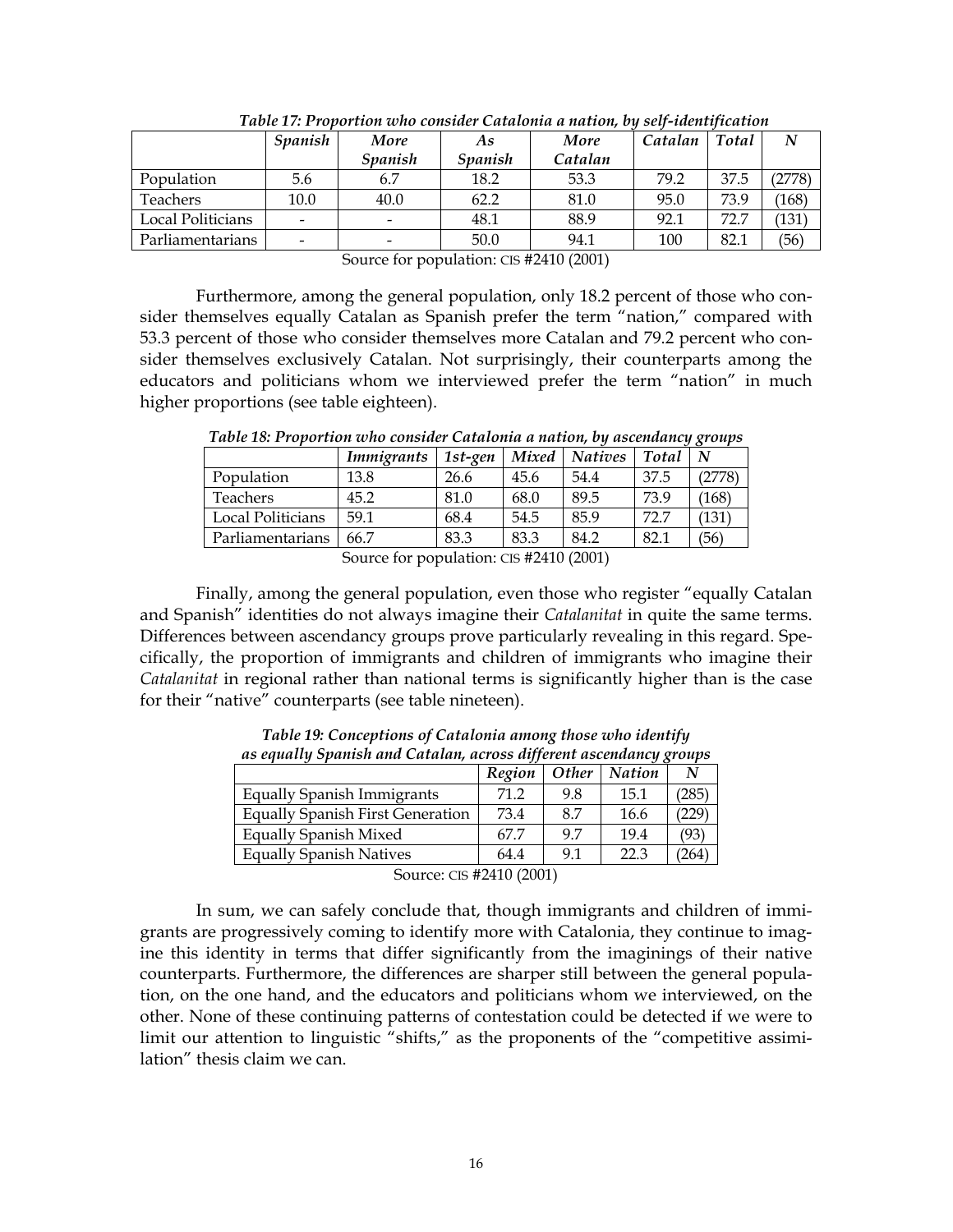***Table 17: Proportion who consider Catalonia a nation, by self-identification***

| | *Spanish* | *More Spanish* | *As Spanish* | *More Catalan* | *Catalan* | *Total* | *N* |
|---|---|---|---|---|---|---|---|
| Population | 5.6 | 6.7 | 18.2 | 53.3 | 79.2 | 37.5 | (2778) |
| Teachers | 10.0 | 40.0 | 62.2 | 81.0 | 95.0 | 73.9 | (168) |
| Local Politicians | - | - | 48.1 | 88.9 | 92.1 | 72.7 | (131) |
| Parliamentarians | - | - | 50.0 | 94.1 | 100 | 82.1 | (56) |

Source for population: CIS #2410 (2001)

Furthermore, among the general population, only 18.2 percent of those who consider themselves equally Catalan as Spanish prefer the term "nation," compared with 53.3 percent of those who consider themselves more Catalan and 79.2 percent who consider themselves exclusively Catalan. Not surprisingly, their counterparts among the educators and politicians whom we interviewed prefer the term "nation" in much higher proportions (see table eighteen).

***Table 18: Proportion who consider Catalonia a nation, by ascendancy groups***

| | *Immigrants* | *1st-gen* | *Mixed* | *Natives* | *Total* | *N* |
|---|---|---|---|---|---|---|
| Population | 13.8 | 26.6 | 45.6 | 54.4 | 37.5 | (2778) |
| Teachers | 45.2 | 81.0 | 68.0 | 89.5 | 73.9 | (168) |
| Local Politicians | 59.1 | 68.4 | 54.5 | 85.9 | 72.7 | (131) |
| Parliamentarians | 66.7 | 83.3 | 83.3 | 84.2 | 82.1 | (56) |

Source for population: CIS #2410 (2001)

Finally, among the general population, even those who register "equally Catalan and Spanish" identities do not always imagine their *Catalanitat* in quite the same terms. Differences between ascendancy groups prove particularly revealing in this regard. Specifically, the proportion of immigrants and children of immigrants who imagine their *Catalanitat* in regional rather than national terms is significantly higher than is the case for their "native" counterparts (see table nineteen).

***Table 19: Conceptions of Catalonia among those who identify as equally Spanish and Catalan, across different ascendancy groups***

| | *Region* | *Other* | *Nation* | *N* |
|---|---|---|---|---|
| Equally Spanish Immigrants | 71.2 | 9.8 | 15.1 | (285) |
| Equally Spanish First Generation | 73.4 | 8.7 | 16.6 | (229) |
| Equally Spanish Mixed | 67.7 | 9.7 | 19.4 | (93) |
| Equally Spanish Natives | 64.4 | 9.1 | 22.3 | (264) |

Source: CIS #2410 (2001)

In sum, we can safely conclude that, though immigrants and children of immigrants are progressively coming to identify more with Catalonia, they continue to imagine this identity in terms that differ significantly from the imaginings of their native counterparts. Furthermore, the differences are sharper still between the general population, on the one hand, and the educators and politicians whom we interviewed, on the other. None of these continuing patterns of contestation could be detected if we were to limit our attention to linguistic "shifts," as the proponents of the "competitive assimilation" thesis claim we can.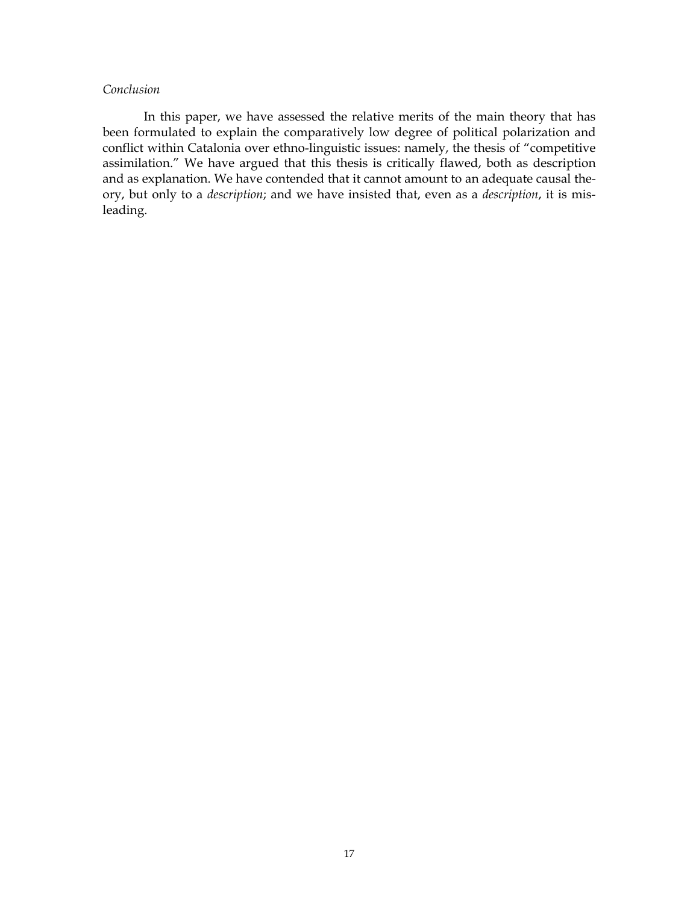*Conclusion*

In this paper, we have assessed the relative merits of the main theory that has been formulated to explain the comparatively low degree of political polarization and conflict within Catalonia over ethno-linguistic issues: namely, the thesis of "competitive assimilation." We have argued that this thesis is critically flawed, both as description and as explanation. We have contended that it cannot amount to an adequate causal theory, but only to a *description*; and we have insisted that, even as a *description*, it is misleading.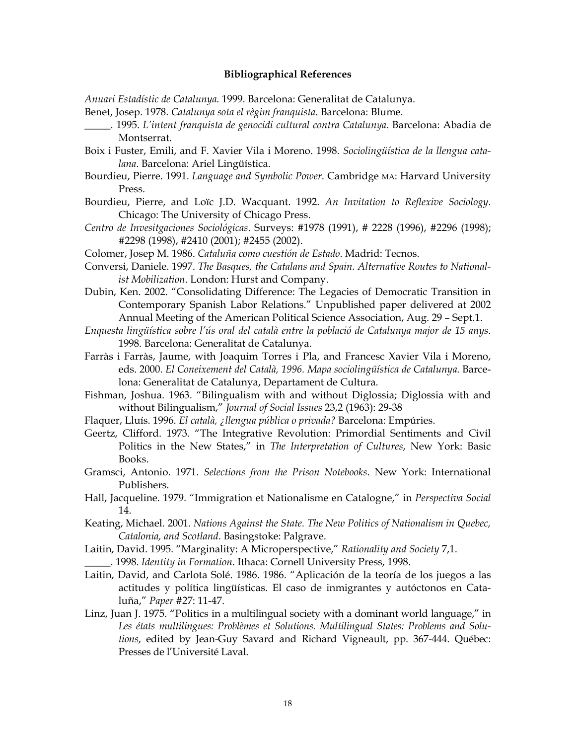## Bibliographical References

*Anuari Estadístic de Catalunya*. 1999. Barcelona: Generalitat de Catalunya.

Benet, Josep. 1978. *Catalunya sota el règim franquista*. Barcelona: Blume.

_____. 1995. *L'intent franquista de genocidi cultural contra Catalunya*. Barcelona: Abadia de Montserrat.

Boix i Fuster, Emili, and F. Xavier Vila i Moreno. 1998. *Sociolingüística de la llengua catalana*. Barcelona: Ariel Lingüística.

Bourdieu, Pierre. 1991. *Language and Symbolic Power*. Cambridge MA: Harvard University Press.

Bourdieu, Pierre, and Loïc J.D. Wacquant. 1992. *An Invitation to Reflexive Sociology*. Chicago: The University of Chicago Press.

*Centro de Invesitgaciones Sociológicas*. Surveys: #1978 (1991), # 2228 (1996), #2296 (1998); #2298 (1998), #2410 (2001); #2455 (2002).

Colomer, Josep M. 1986. *Cataluña como cuestión de Estado*. Madrid: Tecnos.

Conversi, Daniele. 1997. *The Basques, the Catalans and Spain. Alternative Routes to Nationalist Mobilization*. London: Hurst and Company.

Dubin, Ken. 2002. "Consolidating Difference: The Legacies of Democratic Transition in Contemporary Spanish Labor Relations." Unpublished paper delivered at 2002 Annual Meeting of the American Political Science Association, Aug. 29 – Sept.1.

*Enquesta lingüística sobre l'ús oral del català entre la població de Catalunya major de 15 anys*. 1998. Barcelona: Generalitat de Catalunya.

Farràs i Farràs, Jaume, with Joaquim Torres i Pla, and Francesc Xavier Vila i Moreno, eds. 2000. *El Coneixement del Català, 1996. Mapa sociolingüística de Catalunya.* Barcelona: Generalitat de Catalunya, Departament de Cultura.

Fishman, Joshua. 1963. "Bilingualism with and without Diglossia; Diglossia with and without Bilingualism," *Journal of Social Issues* 23,2 (1963): 29-38

Flaquer, Lluís. 1996. *El català, ¿llengua pública o privada?* Barcelona: Empúries.

Geertz, Clifford. 1973. "The Integrative Revolution: Primordial Sentiments and Civil Politics in the New States," in *The Interpretation of Cultures*, New York: Basic Books.

Gramsci, Antonio. 1971. *Selections from the Prison Notebooks*. New York: International Publishers.

Hall, Jacqueline. 1979. "Immigration et Nationalisme en Catalogne," in *Perspectiva Social* 14.

Keating, Michael. 2001. *Nations Against the State. The New Politics of Nationalism in Quebec, Catalonia, and Scotland*. Basingstoke: Palgrave.

Laitin, David. 1995. "Marginality: A Microperspective," *Rationality and Society* 7,1.

_____. 1998. *Identity in Formation*. Ithaca: Cornell University Press, 1998.

Laitin, David, and Carlota Solé. 1986. 1986. "Aplicación de la teoría de los juegos a las actitudes y política lingüísticas. El caso de inmigrantes y autóctonos en Cataluña," *Paper* #27: 11-47.

Linz, Juan J. 1975. "Politics in a multilingual society with a dominant world language," in *Les états multilingues: Problèmes et Solutions. Multilingual States: Problems and Solutions*, edited by Jean-Guy Savard and Richard Vigneault, pp. 367-444. Québec: Presses de l'Université Laval.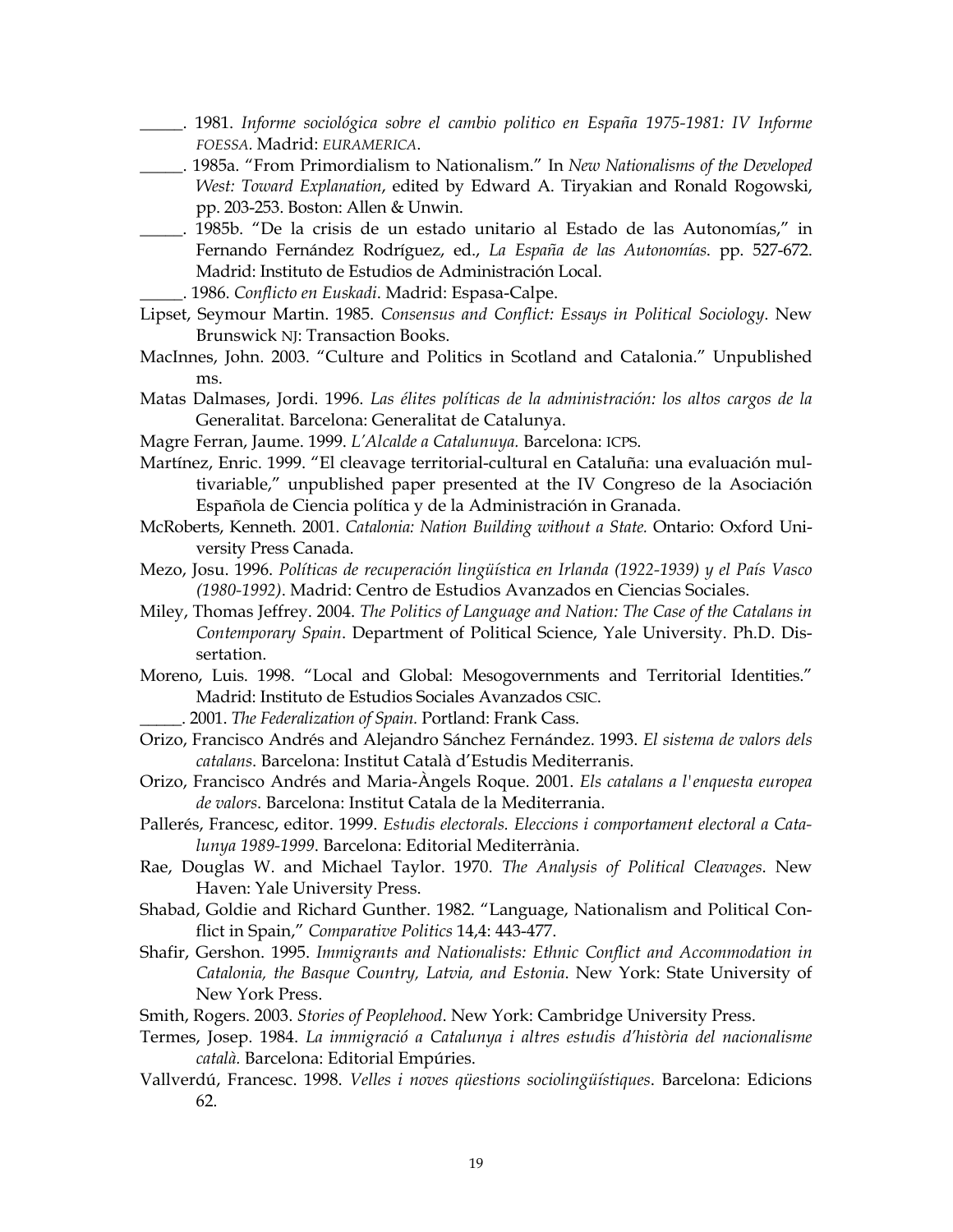_____. 1981. *Informe sociológica sobre el cambio politico en España 1975-1981: IV Informe FOESSA*. Madrid: *EURAMERICA*.

_____. 1985a. "From Primordialism to Nationalism." In *New Nationalisms of the Developed West: Toward Explanation*, edited by Edward A. Tiryakian and Ronald Rogowski, pp. 203-253. Boston: Allen & Unwin.

_____. 1985b. "De la crisis de un estado unitario al Estado de las Autonomías," in Fernando Fernández Rodríguez, ed., *La España de las Autonomías*. pp. 527-672. Madrid: Instituto de Estudios de Administración Local.

_____. 1986. *Conflicto en Euskadi*. Madrid: Espasa-Calpe.

Lipset, Seymour Martin. 1985. *Consensus and Conflict: Essays in Political Sociology*. New Brunswick NJ: Transaction Books.

MacInnes, John. 2003. "Culture and Politics in Scotland and Catalonia." Unpublished ms.

Matas Dalmases, Jordi. 1996. *Las élites políticas de la administración: los altos cargos de la* Generalitat. Barcelona: Generalitat de Catalunya.

Magre Ferran, Jaume. 1999. *L'Alcalde a Catalunuya.* Barcelona: ICPS.

Martínez, Enric. 1999. "El cleavage territorial-cultural en Cataluña: una evaluación multivariable," unpublished paper presented at the IV Congreso de la Asociación Española de Ciencia política y de la Administración in Granada.

McRoberts, Kenneth. 2001. *Catalonia: Nation Building without a State.* Ontario: Oxford University Press Canada.

Mezo, Josu. 1996. *Políticas de recuperación lingüística en Irlanda (1922-1939) y el País Vasco (1980-1992)*. Madrid: Centro de Estudios Avanzados en Ciencias Sociales.

Miley, Thomas Jeffrey. 2004. *The Politics of Language and Nation: The Case of the Catalans in Contemporary Spain*. Department of Political Science, Yale University. Ph.D. Dissertation.

Moreno, Luis. 1998. "Local and Global: Mesogovernments and Territorial Identities." Madrid: Instituto de Estudios Sociales Avanzados CSIC.

_____. 2001. *The Federalization of Spain.* Portland: Frank Cass.

Orizo, Francisco Andrés and Alejandro Sánchez Fernández. 1993. *El sistema de valors dels catalans*. Barcelona: Institut Català d'Estudis Mediterranis.

Orizo, Francisco Andrés and Maria-Àngels Roque. 2001. *Els catalans a l'enquesta europea de valors*. Barcelona: Institut Catala de la Mediterrania.

Pallerés, Francesc, editor. 1999. *Estudis electorals. Eleccions i comportament electoral a Catalunya 1989-1999*. Barcelona: Editorial Mediterrània.

Rae, Douglas W. and Michael Taylor. 1970. *The Analysis of Political Cleavages*. New Haven: Yale University Press.

Shabad, Goldie and Richard Gunther. 1982. "Language, Nationalism and Political Conflict in Spain," *Comparative Politics* 14,4: 443-477.

Shafir, Gershon. 1995. *Immigrants and Nationalists: Ethnic Conflict and Accommodation in Catalonia, the Basque Country, Latvia, and Estonia*. New York: State University of New York Press.

Smith, Rogers. 2003. *Stories of Peoplehood*. New York: Cambridge University Press.

Termes, Josep. 1984. *La immigració a Catalunya i altres estudis d'història del nacionalisme català.* Barcelona: Editorial Empúries.

Vallverdú, Francesc. 1998. *Velles i noves qüestions sociolingüístiques*. Barcelona: Edicions 62.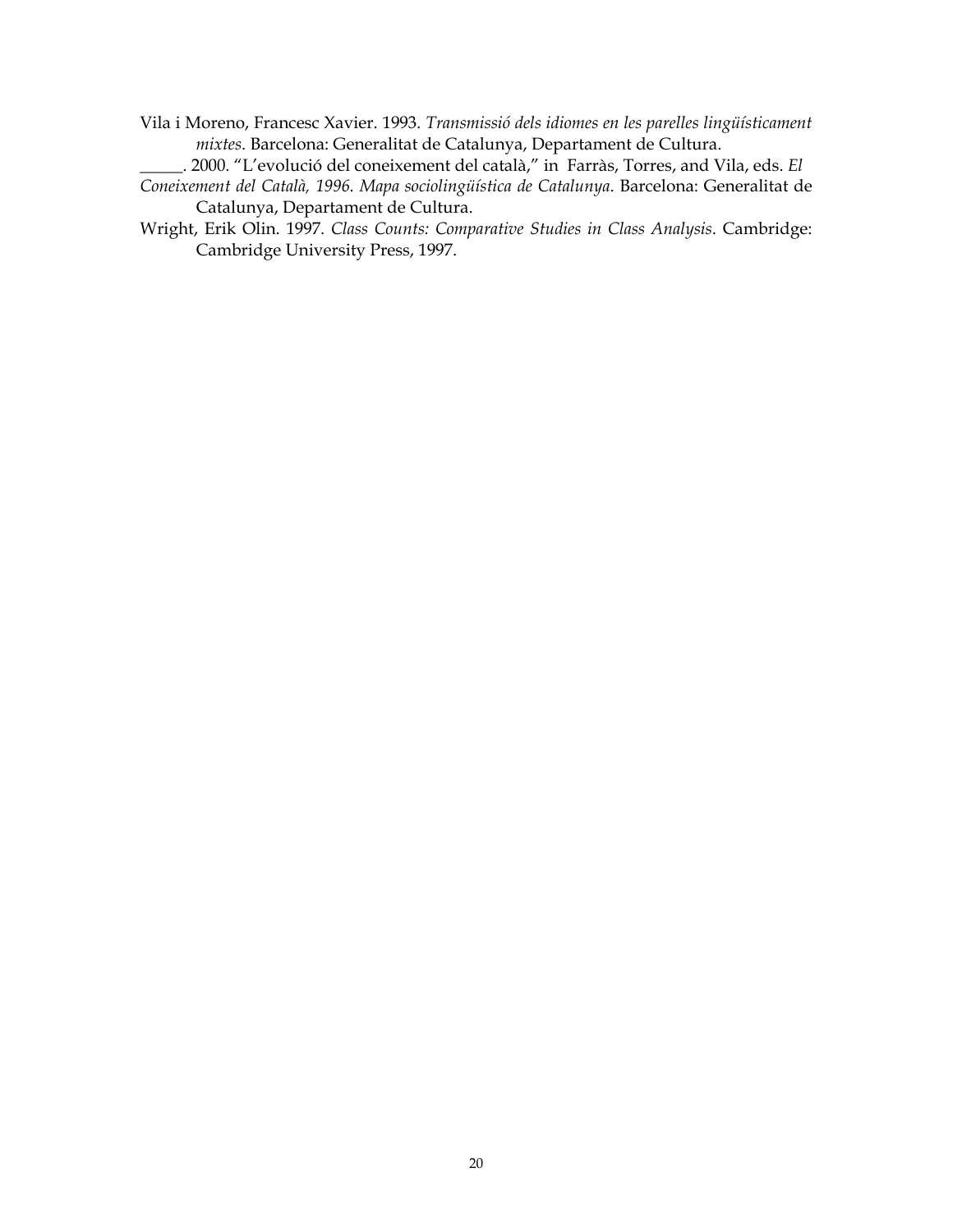Vila i Moreno, Francesc Xavier. 1993. *Transmissió dels idiomes en les parelles lingüísticament mixtes*. Barcelona: Generalitat de Catalunya, Departament de Cultura.

_____. 2000. "L'evolució del coneixement del català," in Farràs, Torres, and Vila, eds. *El Coneixement del Català, 1996. Mapa sociolingüística de Catalunya*. Barcelona: Generalitat de Catalunya, Departament de Cultura.

Wright, Erik Olin. 1997. *Class Counts: Comparative Studies in Class Analysis*. Cambridge: Cambridge University Press, 1997.